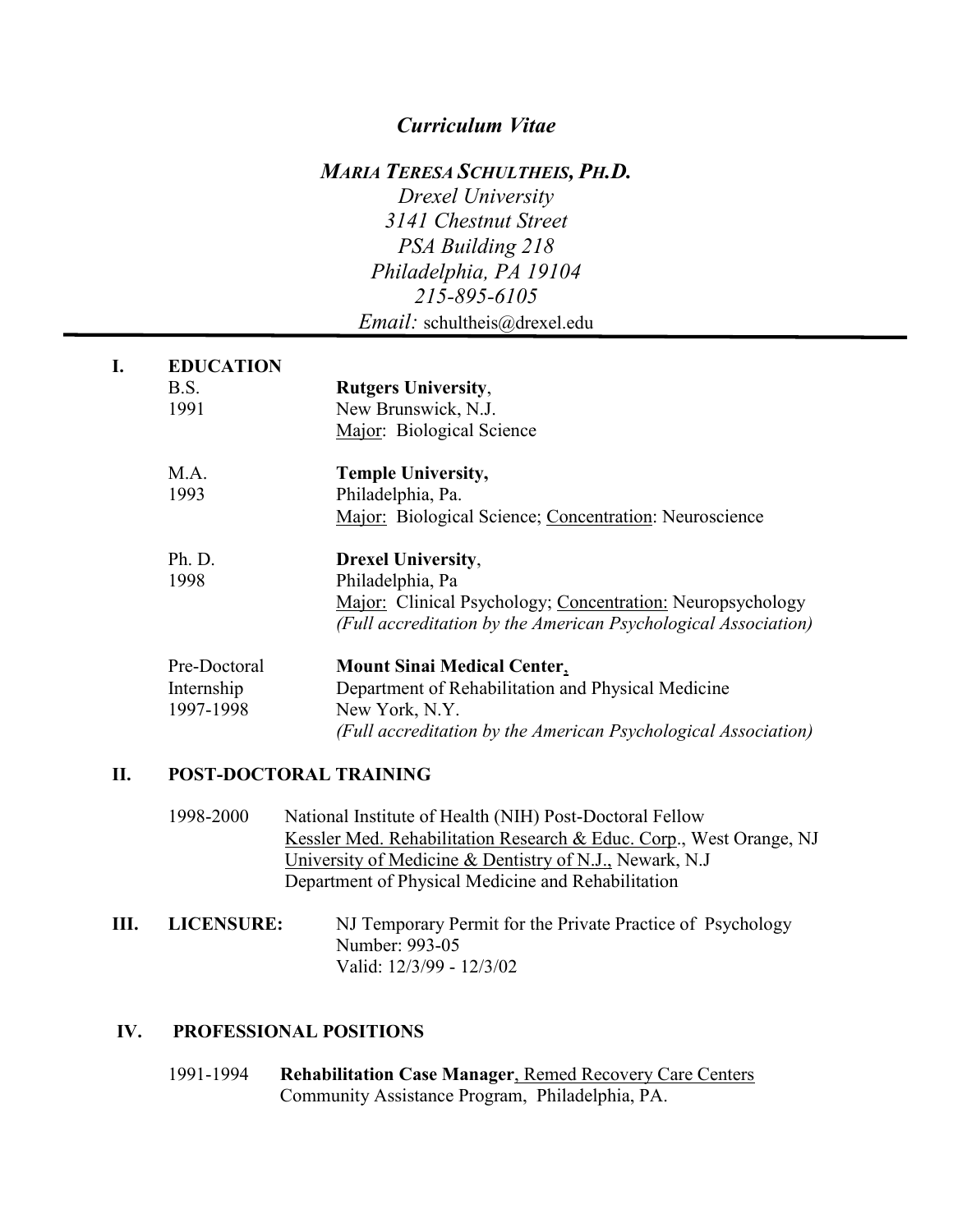*Curriculum Vitae*

# *MARIA TERESA SCHULTHEIS, PH.D.*

*Drexel University*
*3141 Chestnut Street*
*PSA Building 218*
*Philadelphia, PA 19104*
*215-895-6105*
*Email:* schultheis@drexel.edu

---

## I. EDUCATION

**B.S.** 1991
**Rutgers University**,
New Brunswick, N.J.
Major: Biological Science

**M.A.** 1993
**Temple University,**
Philadelphia, Pa.
Major: Biological Science; Concentration: Neuroscience

**Ph. D.** 1998
**Drexel University**,
Philadelphia, Pa
Major: Clinical Psychology; Concentration: Neuropsychology
*(Full accreditation by the American Psychological Association)*

**Pre-Doctoral Internship** 1997-1998
**Mount Sinai Medical Center**,
Department of Rehabilitation and Physical Medicine
New York, N.Y.
*(Full accreditation by the American Psychological Association)*

## II. POST-DOCTORAL TRAINING

1998-2000
National Institute of Health (NIH) Post-Doctoral Fellow
Kessler Med. Rehabilitation Research & Educ. Corp., West Orange, NJ
University of Medicine & Dentistry of N.J., Newark, N.J
Department of Physical Medicine and Rehabilitation

## III. LICENSURE:

NJ Temporary Permit for the Private Practice of Psychology
Number: 993-05
Valid: 12/3/99 - 12/3/02

## IV. PROFESSIONAL POSITIONS

1991-1994
**Rehabilitation Case Manager**, Remed Recovery Care Centers
Community Assistance Program, Philadelphia, PA.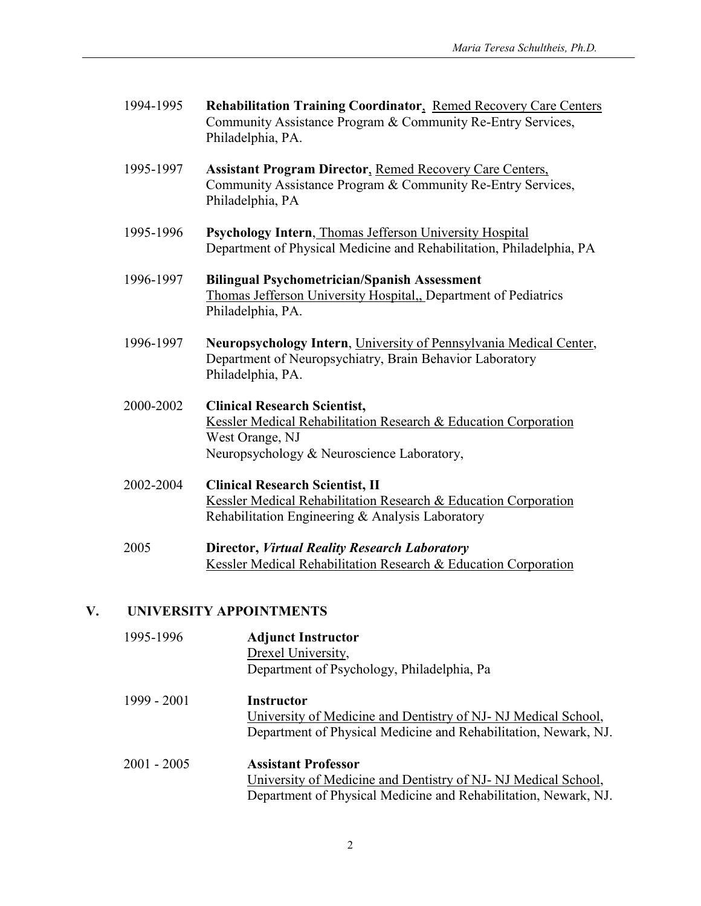1994-1995 **Rehabilitation Training Coordinator**, Remed Recovery Care Centers
Community Assistance Program & Community Re-Entry Services, Philadelphia, PA.

1995-1997 **Assistant Program Director**, Remed Recovery Care Centers, Community Assistance Program & Community Re-Entry Services, Philadelphia, PA

1995-1996 **Psychology Intern**, Thomas Jefferson University Hospital
Department of Physical Medicine and Rehabilitation, Philadelphia, PA

1996-1997 **Bilingual Psychometrician/Spanish Assessment**
Thomas Jefferson University Hospital,, Department of Pediatrics
Philadelphia, PA.

1996-1997 **Neuropsychology Intern**, University of Pennsylvania Medical Center, Department of Neuropsychiatry, Brain Behavior Laboratory
Philadelphia, PA.

2000-2002 **Clinical Research Scientist,**
Kessler Medical Rehabilitation Research & Education Corporation
West Orange, NJ
Neuropsychology & Neuroscience Laboratory,

2002-2004 **Clinical Research Scientist, II**
Kessler Medical Rehabilitation Research & Education Corporation
Rehabilitation Engineering & Analysis Laboratory

2005 **Director, *Virtual Reality Research Laboratory***
Kessler Medical Rehabilitation Research & Education Corporation

## V. UNIVERSITY APPOINTMENTS

1995-1996 **Adjunct Instructor**
Drexel University,
Department of Psychology, Philadelphia, Pa

1999 - 2001 **Instructor**
University of Medicine and Dentistry of NJ- NJ Medical School,
Department of Physical Medicine and Rehabilitation, Newark, NJ.

2001 - 2005 **Assistant Professor**
University of Medicine and Dentistry of NJ- NJ Medical School,
Department of Physical Medicine and Rehabilitation, Newark, NJ.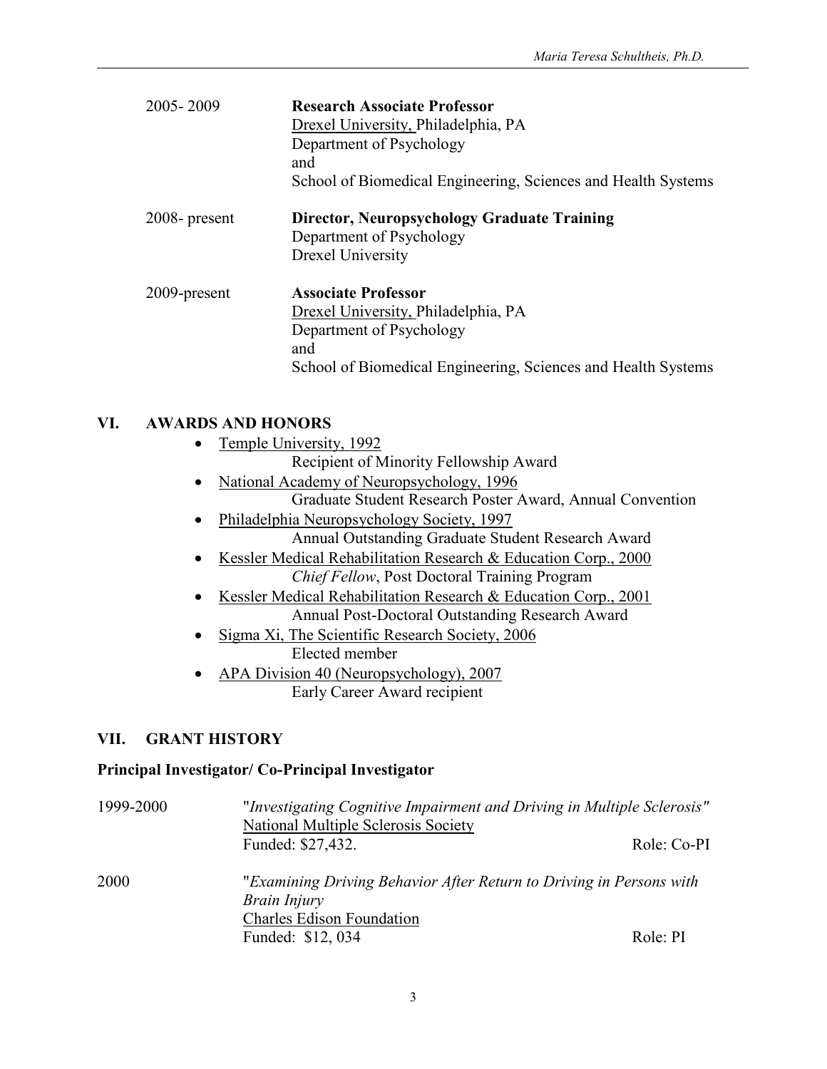2005- 2009 **Research Associate Professor**
Drexel University, Philadelphia, PA
Department of Psychology
and
School of Biomedical Engineering, Sciences and Health Systems

2008- present **Director, Neuropsychology Graduate Training**
Department of Psychology
Drexel University

2009-present **Associate Professor**
Drexel University, Philadelphia, PA
Department of Psychology
and
School of Biomedical Engineering, Sciences and Health Systems

## VI. AWARDS AND HONORS

- Temple University, 1992
  Recipient of Minority Fellowship Award
- National Academy of Neuropsychology, 1996
  Graduate Student Research Poster Award, Annual Convention
- Philadelphia Neuropsychology Society, 1997
  Annual Outstanding Graduate Student Research Award
- Kessler Medical Rehabilitation Research & Education Corp., 2000
  *Chief Fellow*, Post Doctoral Training Program
- Kessler Medical Rehabilitation Research & Education Corp., 2001
  Annual Post-Doctoral Outstanding Research Award
- Sigma Xi, The Scientific Research Society, 2006
  Elected member
- APA Division 40 (Neuropsychology), 2007
  Early Career Award recipient

## VII. GRANT HISTORY

### Principal Investigator/ Co-Principal Investigator

1999-2000 "*Investigating Cognitive Impairment and Driving in Multiple Sclerosis"*
National Multiple Sclerosis Society
Funded: $27,432. Role: Co-PI

2000 "*Examining Driving Behavior After Return to Driving in Persons with Brain Injury*
Charles Edison Foundation
Funded: $12, 034 Role: PI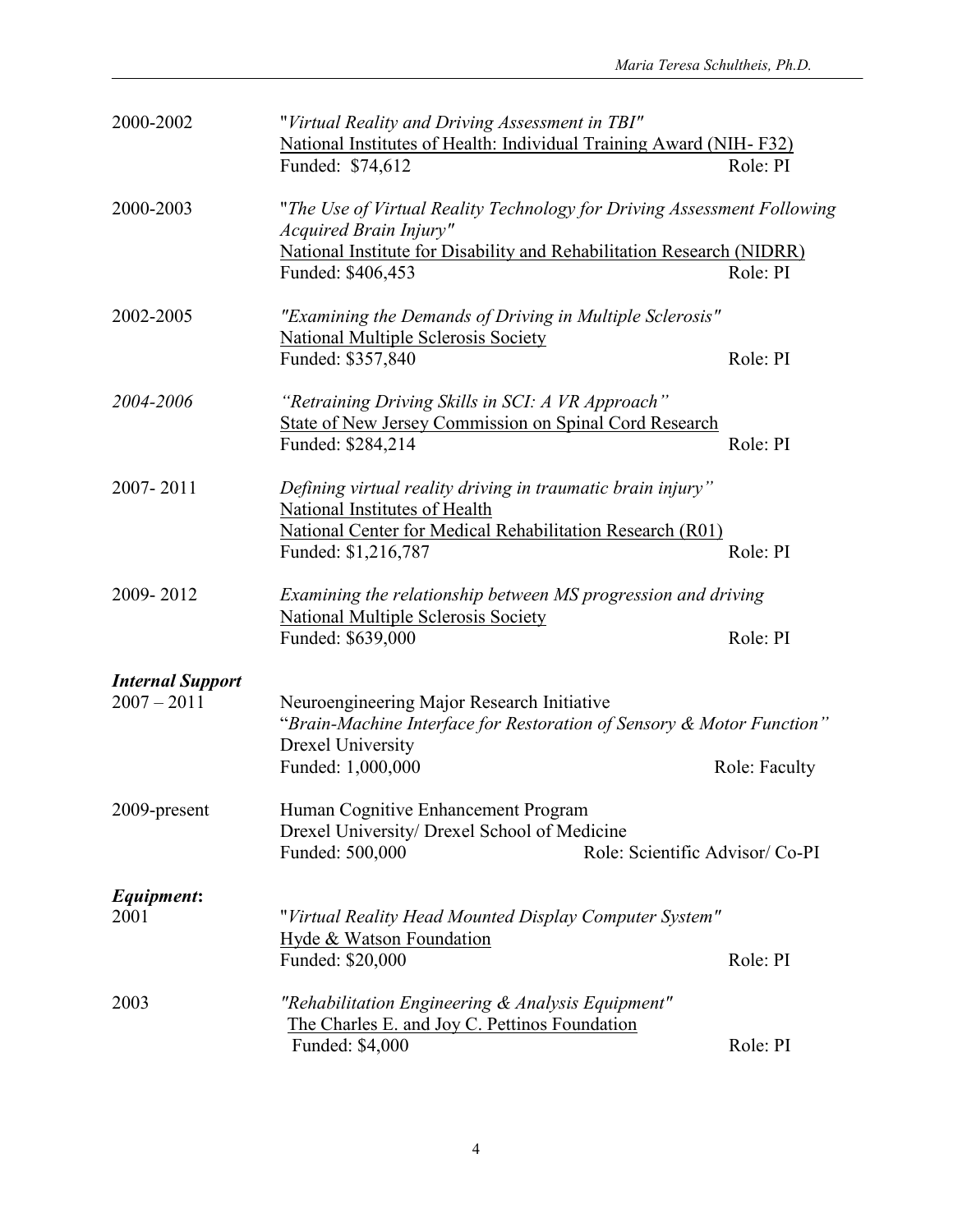2000-2002 "*Virtual Reality and Driving Assessment in TBI"*
National Institutes of Health: Individual Training Award (NIH- F32)
Funded: $74,612 Role: PI

2000-2003 "*The Use of Virtual Reality Technology for Driving Assessment Following Acquired Brain Injury"*
National Institute for Disability and Rehabilitation Research (NIDRR)
Funded: $406,453 Role: PI

2002-2005 *"Examining the Demands of Driving in Multiple Sclerosis"*
National Multiple Sclerosis Society
Funded: $357,840 Role: PI

*2004-2006* *"Retraining Driving Skills in SCI: A VR Approach"*
State of New Jersey Commission on Spinal Cord Research
Funded: $284,214 Role: PI

2007- 2011 *Defining virtual reality driving in traumatic brain injury"*
National Institutes of Health
National Center for Medical Rehabilitation Research (R01)
Funded: $1,216,787 Role: PI

2009- 2012 *Examining the relationship between MS progression and driving*
National Multiple Sclerosis Society
Funded: $639,000 Role: PI

***Internal Support***

2007 – 2011 Neuroengineering Major Research Initiative
"*Brain-Machine Interface for Restoration of Sensory & Motor Function"*
Drexel University
Funded: 1,000,000 Role: Faculty

2009-present Human Cognitive Enhancement Program
Drexel University/ Drexel School of Medicine
Funded: 500,000 Role: Scientific Advisor/ Co-PI

***Equipment*:**

2001 "*Virtual Reality Head Mounted Display Computer System"*
Hyde & Watson Foundation
Funded: $20,000 Role: PI

2003 *"Rehabilitation Engineering & Analysis Equipment"*
The Charles E. and Joy C. Pettinos Foundation
Funded: $4,000 Role: PI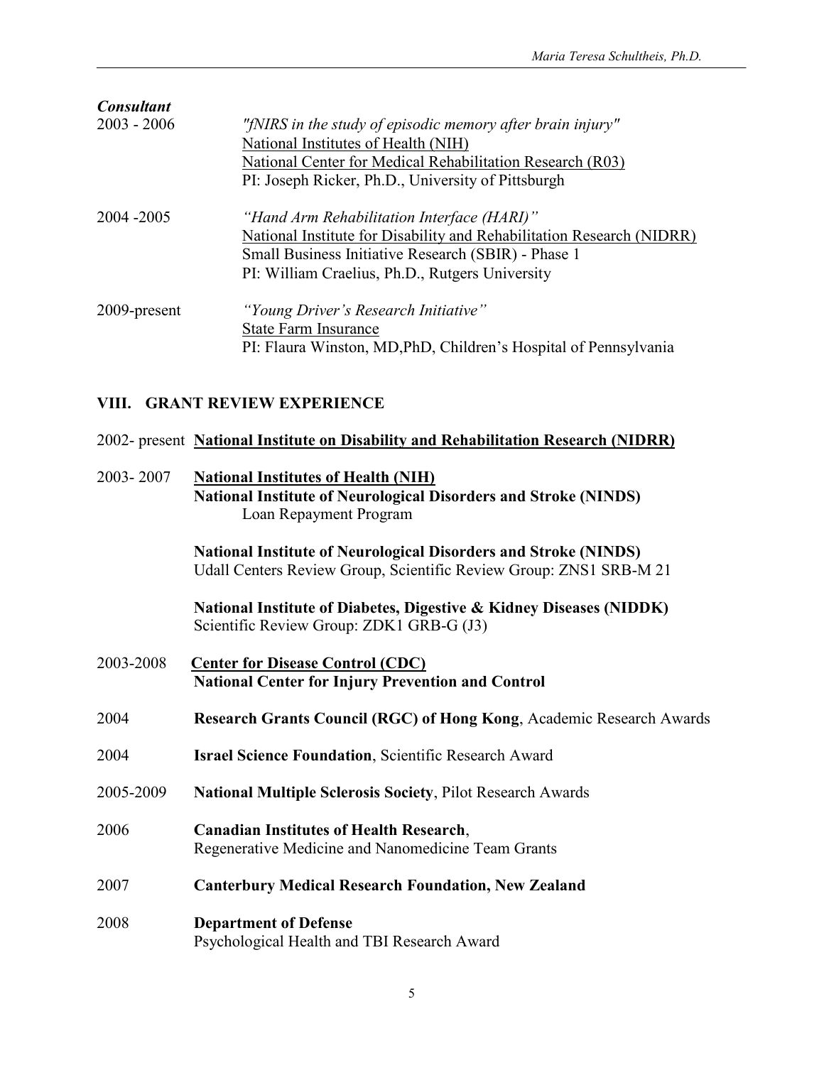***Consultant***

2003 - 2006 *"fNIRS in the study of episodic memory after brain injury"*
National Institutes of Health (NIH)
National Center for Medical Rehabilitation Research (R03)
PI: Joseph Ricker, Ph.D., University of Pittsburgh

2004 -2005 *"Hand Arm Rehabilitation Interface (HARI)"*
National Institute for Disability and Rehabilitation Research (NIDRR)
Small Business Initiative Research (SBIR) - Phase 1
PI: William Craelius, Ph.D., Rutgers University

2009-present *"Young Driver's Research Initiative"*
State Farm Insurance
PI: Flaura Winston, MD,PhD, Children's Hospital of Pennsylvania

## VIII. GRANT REVIEW EXPERIENCE

2002- present **National Institute on Disability and Rehabilitation Research (NIDRR)**

2003- 2007 **National Institutes of Health (NIH)**
**National Institute of Neurological Disorders and Stroke (NINDS)**
Loan Repayment Program

**National Institute of Neurological Disorders and Stroke (NINDS)**
Udall Centers Review Group, Scientific Review Group: ZNS1 SRB-M 21

**National Institute of Diabetes, Digestive & Kidney Diseases (NIDDK)**
Scientific Review Group: ZDK1 GRB-G (J3)

2003-2008 **Center for Disease Control (CDC)**
**National Center for Injury Prevention and Control**

2004 **Research Grants Council (RGC) of Hong Kong**, Academic Research Awards

2004 **Israel Science Foundation**, Scientific Research Award

2005-2009 **National Multiple Sclerosis Society**, Pilot Research Awards

2006 **Canadian Institutes of Health Research**,
Regenerative Medicine and Nanomedicine Team Grants

2007 **Canterbury Medical Research Foundation, New Zealand**

2008 **Department of Defense**
Psychological Health and TBI Research Award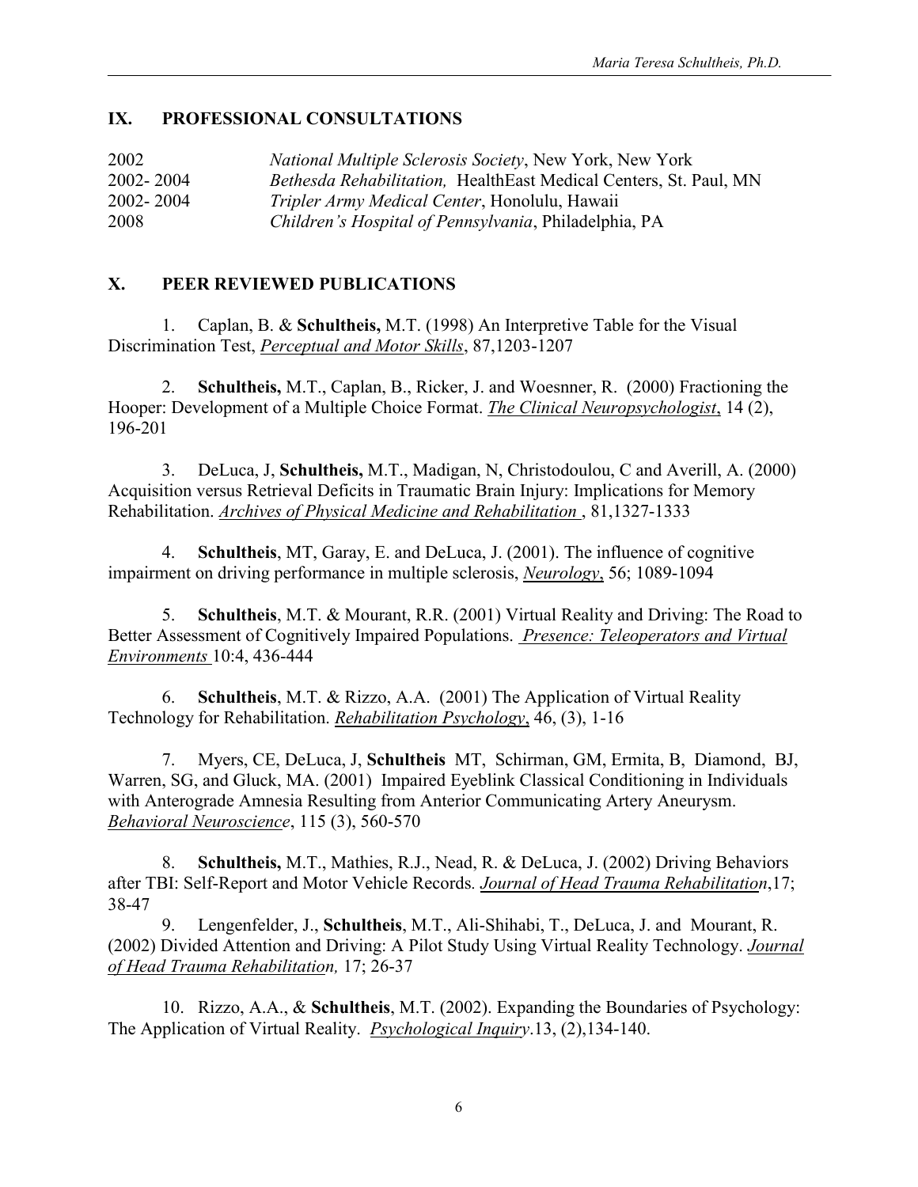## IX. PROFESSIONAL CONSULTATIONS

| | |
|---|---|
| 2002 | *National Multiple Sclerosis Society*, New York, New York |
| 2002- 2004 | *Bethesda Rehabilitation,* HealthEast Medical Centers, St. Paul, MN |
| 2002- 2004 | *Tripler Army Medical Center*, Honolulu, Hawaii |
| 2008 | *Children's Hospital of Pennsylvania*, Philadelphia, PA |

## X. PEER REVIEWED PUBLICATIONS

1. Caplan, B. & **Schultheis,** M.T. (1998) An Interpretive Table for the Visual Discrimination Test, *Perceptual and Motor Skills*, 87,1203-1207

2. **Schultheis,** M.T., Caplan, B., Ricker, J. and Woesnner, R. (2000) Fractioning the Hooper: Development of a Multiple Choice Format. *The Clinical Neuropsychologist*, 14 (2), 196-201

3. DeLuca, J, **Schultheis,** M.T., Madigan, N, Christodoulou, C and Averill, A. (2000) Acquisition versus Retrieval Deficits in Traumatic Brain Injury: Implications for Memory Rehabilitation. *Archives of Physical Medicine and Rehabilitation* , 81,1327-1333

4. **Schultheis**, MT, Garay, E. and DeLuca, J. (2001). The influence of cognitive impairment on driving performance in multiple sclerosis, *Neurology*, 56; 1089-1094

5. **Schultheis**, M.T. & Mourant, R.R. (2001) Virtual Reality and Driving: The Road to Better Assessment of Cognitively Impaired Populations. *Presence: Teleoperators and Virtual Environments* 10:4, 436-444

6. **Schultheis**, M.T. & Rizzo, A.A. (2001) The Application of Virtual Reality Technology for Rehabilitation. *Rehabilitation Psychology*, 46, (3), 1-16

7. Myers, CE, DeLuca, J, **Schultheis** MT, Schirman, GM, Ermita, B, Diamond, BJ, Warren, SG, and Gluck, MA. (2001) Impaired Eyeblink Classical Conditioning in Individuals with Anterograde Amnesia Resulting from Anterior Communicating Artery Aneurysm. *Behavioral Neuroscience*, 115 (3), 560-570

8. **Schultheis,** M.T., Mathies, R.J., Nead, R. & DeLuca, J. (2002) Driving Behaviors after TBI: Self-Report and Motor Vehicle Records. *Journal of Head Trauma Rehabilitation*,17; 38-47

9. Lengenfelder, J., **Schultheis**, M.T., Ali-Shihabi, T., DeLuca, J. and Mourant, R. (2002) Divided Attention and Driving: A Pilot Study Using Virtual Reality Technology. *Journal of Head Trauma Rehabilitation,* 17; 26-37

10. Rizzo, A.A., & **Schultheis**, M.T. (2002). Expanding the Boundaries of Psychology: The Application of Virtual Reality. *Psychological Inquiry*.13, (2),134-140.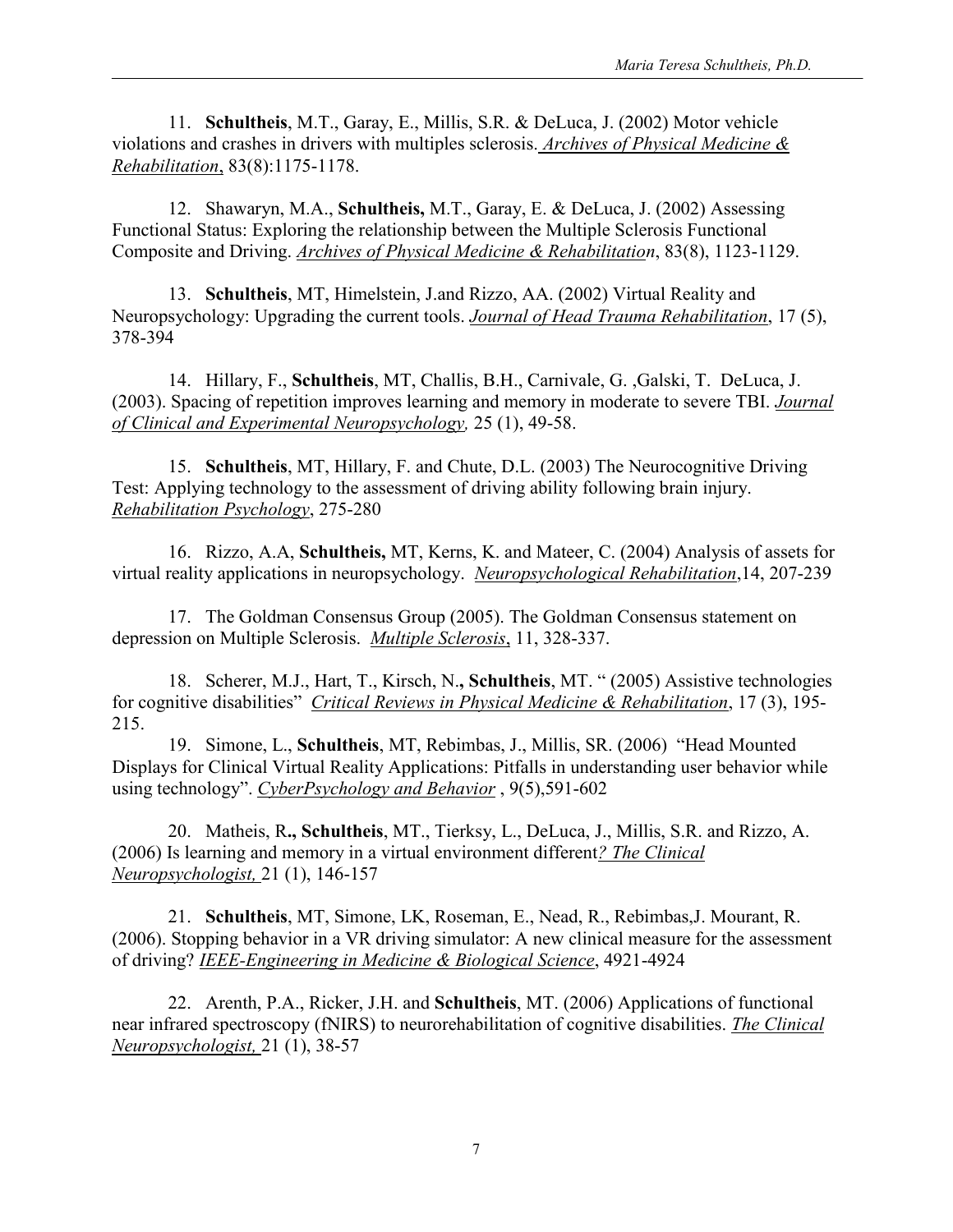11. **Schultheis**, M.T., Garay, E., Millis, S.R. & DeLuca, J. (2002) Motor vehicle violations and crashes in drivers with multiples sclerosis. *Archives of Physical Medicine & Rehabilitation*, 83(8):1175-1178.

12. Shawaryn, M.A., **Schultheis,** M.T., Garay, E. & DeLuca, J. (2002) Assessing Functional Status: Exploring the relationship between the Multiple Sclerosis Functional Composite and Driving. *Archives of Physical Medicine & Rehabilitation*, 83(8), 1123-1129.

13. **Schultheis**, MT, Himelstein, J.and Rizzo, AA. (2002) Virtual Reality and Neuropsychology: Upgrading the current tools. *Journal of Head Trauma Rehabilitation*, 17 (5), 378-394

14. Hillary, F., **Schultheis**, MT, Challis, B.H., Carnivale, G. ,Galski, T. DeLuca, J. (2003). Spacing of repetition improves learning and memory in moderate to severe TBI. *Journal of Clinical and Experimental Neuropsychology,* 25 (1), 49-58.

15. **Schultheis**, MT, Hillary, F. and Chute, D.L. (2003) The Neurocognitive Driving Test: Applying technology to the assessment of driving ability following brain injury. *Rehabilitation Psychology*, 275-280

16. Rizzo, A.A, **Schultheis,** MT, Kerns, K. and Mateer, C. (2004) Analysis of assets for virtual reality applications in neuropsychology. *Neuropsychological Rehabilitation*,14, 207-239

17. The Goldman Consensus Group (2005). The Goldman Consensus statement on depression on Multiple Sclerosis. *Multiple Sclerosis*, 11, 328-337.

18. Scherer, M.J., Hart, T., Kirsch, N.**,** **Schultheis**, MT. " (2005) Assistive technologies for cognitive disabilities" *Critical Reviews in Physical Medicine & Rehabilitation*, 17 (3), 195-215.

19. Simone, L., **Schultheis**, MT, Rebimbas, J., Millis, SR. (2006) "Head Mounted Displays for Clinical Virtual Reality Applications: Pitfalls in understanding user behavior while using technology". *CyberPsychology and Behavior* , 9(5),591-602

20. Matheis, R**.,** **Schultheis**, MT., Tierksy, L., DeLuca, J., Millis, S.R. and Rizzo, A. (2006) Is learning and memory in a virtual environment different*? The Clinical Neuropsychologist,* 21 (1), 146-157

21. **Schultheis**, MT, Simone, LK, Roseman, E., Nead, R., Rebimbas,J. Mourant, R. (2006). Stopping behavior in a VR driving simulator: A new clinical measure for the assessment of driving? *IEEE-Engineering in Medicine & Biological Science*, 4921-4924

22. Arenth, P.A., Ricker, J.H. and **Schultheis**, MT. (2006) Applications of functional near infrared spectroscopy (fNIRS) to neurorehabilitation of cognitive disabilities. *The Clinical Neuropsychologist,* 21 (1), 38-57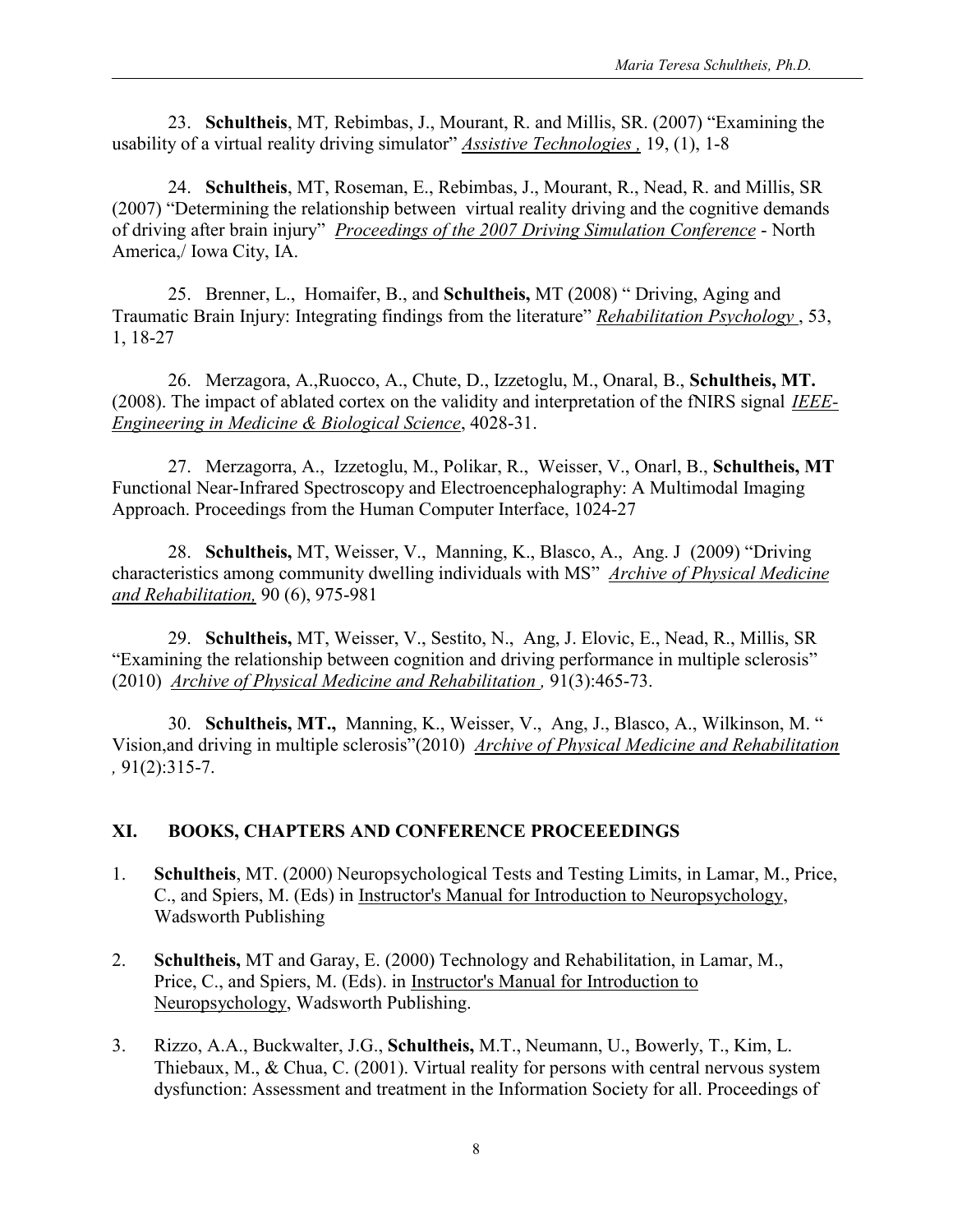23. **Schultheis**, MT*,* Rebimbas, J., Mourant, R. and Millis, SR. (2007) "Examining the usability of a virtual reality driving simulator" *Assistive Technologies ,* 19, (1), 1-8

24. **Schultheis**, MT, Roseman, E., Rebimbas, J., Mourant, R., Nead, R. and Millis, SR (2007) "Determining the relationship between virtual reality driving and the cognitive demands of driving after brain injury" *Proceedings of the 2007 Driving Simulation Conference* - North America,/ Iowa City, IA.

25. Brenner, L., Homaifer, B., and **Schultheis,** MT (2008) " Driving, Aging and Traumatic Brain Injury: Integrating findings from the literature" *Rehabilitation Psychology* , 53, 1, 18-27

26. Merzagora, A.,Ruocco, A., Chute, D., Izzetoglu, M., Onaral, B., **Schultheis, MT.** (2008). The impact of ablated cortex on the validity and interpretation of the fNIRS signal *IEEE-Engineering in Medicine & Biological Science*, 4028-31.

27. Merzagorra, A., Izzetoglu, M., Polikar, R., Weisser, V., Onarl, B., **Schultheis, MT** Functional Near-Infrared Spectroscopy and Electroencephalography: A Multimodal Imaging Approach. Proceedings from the Human Computer Interface, 1024-27

28. **Schultheis,** MT, Weisser, V., Manning, K., Blasco, A., Ang. J (2009) "Driving characteristics among community dwelling individuals with MS" *Archive of Physical Medicine and Rehabilitation,* 90 (6), 975-981

29. **Schultheis,** MT, Weisser, V., Sestito, N., Ang, J. Elovic, E., Nead, R., Millis, SR "Examining the relationship between cognition and driving performance in multiple sclerosis" (2010) *Archive of Physical Medicine and Rehabilitation ,* 91(3):465-73.

30. **Schultheis, MT.,** Manning, K., Weisser, V., Ang, J., Blasco, A., Wilkinson, M. " Vision,and driving in multiple sclerosis"(2010) *Archive of Physical Medicine and Rehabilitation ,* 91(2):315-7.

## XI. BOOKS, CHAPTERS AND CONFERENCE PROCEEEDINGS

1. **Schultheis**, MT. (2000) Neuropsychological Tests and Testing Limits, in Lamar, M., Price, C., and Spiers, M. (Eds) in Instructor's Manual for Introduction to Neuropsychology, Wadsworth Publishing

2. **Schultheis,** MT and Garay, E. (2000) Technology and Rehabilitation, in Lamar, M., Price, C., and Spiers, M. (Eds). in Instructor's Manual for Introduction to Neuropsychology, Wadsworth Publishing.

3. Rizzo, A.A., Buckwalter, J.G., **Schultheis,** M.T., Neumann, U., Bowerly, T., Kim, L. Thiebaux, M., & Chua, C. (2001). Virtual reality for persons with central nervous system dysfunction: Assessment and treatment in the Information Society for all. Proceedings of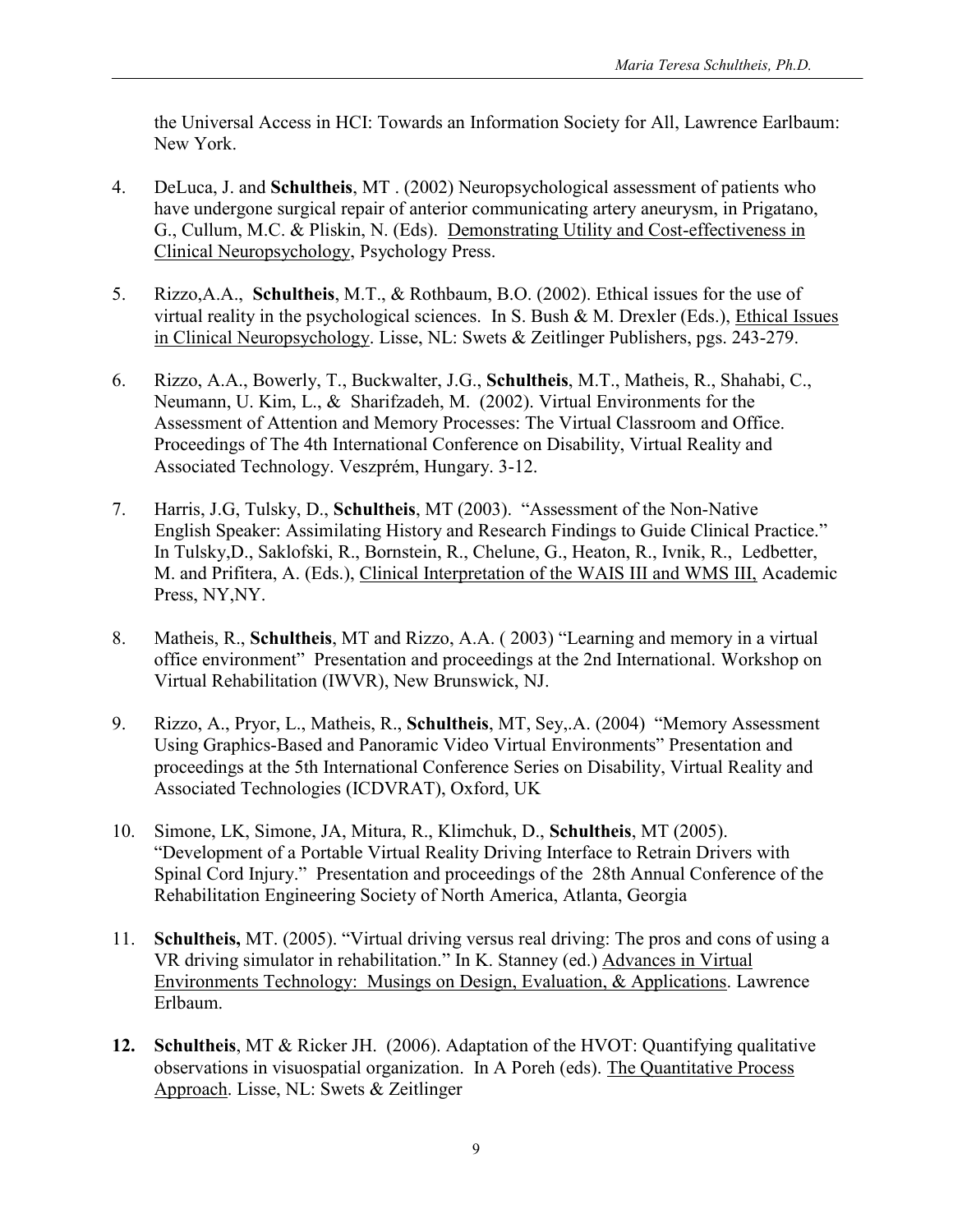the Universal Access in HCI: Towards an Information Society for All, Lawrence Earlbaum: New York.

4. DeLuca, J. and **Schultheis**, MT . (2002) Neuropsychological assessment of patients who have undergone surgical repair of anterior communicating artery aneurysm, in Prigatano, G., Cullum, M.C. & Pliskin, N. (Eds). Demonstrating Utility and Cost-effectiveness in Clinical Neuropsychology, Psychology Press.

5. Rizzo,A.A., **Schultheis**, M.T., & Rothbaum, B.O. (2002). Ethical issues for the use of virtual reality in the psychological sciences. In S. Bush & M. Drexler (Eds.), Ethical Issues in Clinical Neuropsychology. Lisse, NL: Swets & Zeitlinger Publishers, pgs. 243-279.

6. Rizzo, A.A., Bowerly, T., Buckwalter, J.G., **Schultheis**, M.T., Matheis, R., Shahabi, C., Neumann, U. Kim, L., & Sharifzadeh, M. (2002). Virtual Environments for the Assessment of Attention and Memory Processes: The Virtual Classroom and Office. Proceedings of The 4th International Conference on Disability, Virtual Reality and Associated Technology. Veszprém, Hungary. 3-12.

7. Harris, J.G, Tulsky, D., **Schultheis**, MT (2003). "Assessment of the Non-Native English Speaker: Assimilating History and Research Findings to Guide Clinical Practice." In Tulsky,D., Saklofski, R., Bornstein, R., Chelune, G., Heaton, R., Ivnik, R., Ledbetter, M. and Prifitera, A. (Eds.), Clinical Interpretation of the WAIS III and WMS III, Academic Press, NY,NY.

8. Matheis, R., **Schultheis**, MT and Rizzo, A.A. ( 2003) "Learning and memory in a virtual office environment" Presentation and proceedings at the 2nd International. Workshop on Virtual Rehabilitation (IWVR), New Brunswick, NJ.

9. Rizzo, A., Pryor, L., Matheis, R., **Schultheis**, MT, Sey,.A. (2004) "Memory Assessment Using Graphics-Based and Panoramic Video Virtual Environments" Presentation and proceedings at the 5th International Conference Series on Disability, Virtual Reality and Associated Technologies (ICDVRAT), Oxford, UK

10. Simone, LK, Simone, JA, Mitura, R., Klimchuk, D., **Schultheis**, MT (2005). "Development of a Portable Virtual Reality Driving Interface to Retrain Drivers with Spinal Cord Injury." Presentation and proceedings of the 28th Annual Conference of the Rehabilitation Engineering Society of North America, Atlanta, Georgia

11. **Schultheis,** MT. (2005). "Virtual driving versus real driving: The pros and cons of using a VR driving simulator in rehabilitation." In K. Stanney (ed.) Advances in Virtual Environments Technology: Musings on Design, Evaluation, & Applications. Lawrence Erlbaum.

12. **Schultheis**, MT & Ricker JH. (2006). Adaptation of the HVOT: Quantifying qualitative observations in visuospatial organization. In A Poreh (eds). The Quantitative Process Approach. Lisse, NL: Swets & Zeitlinger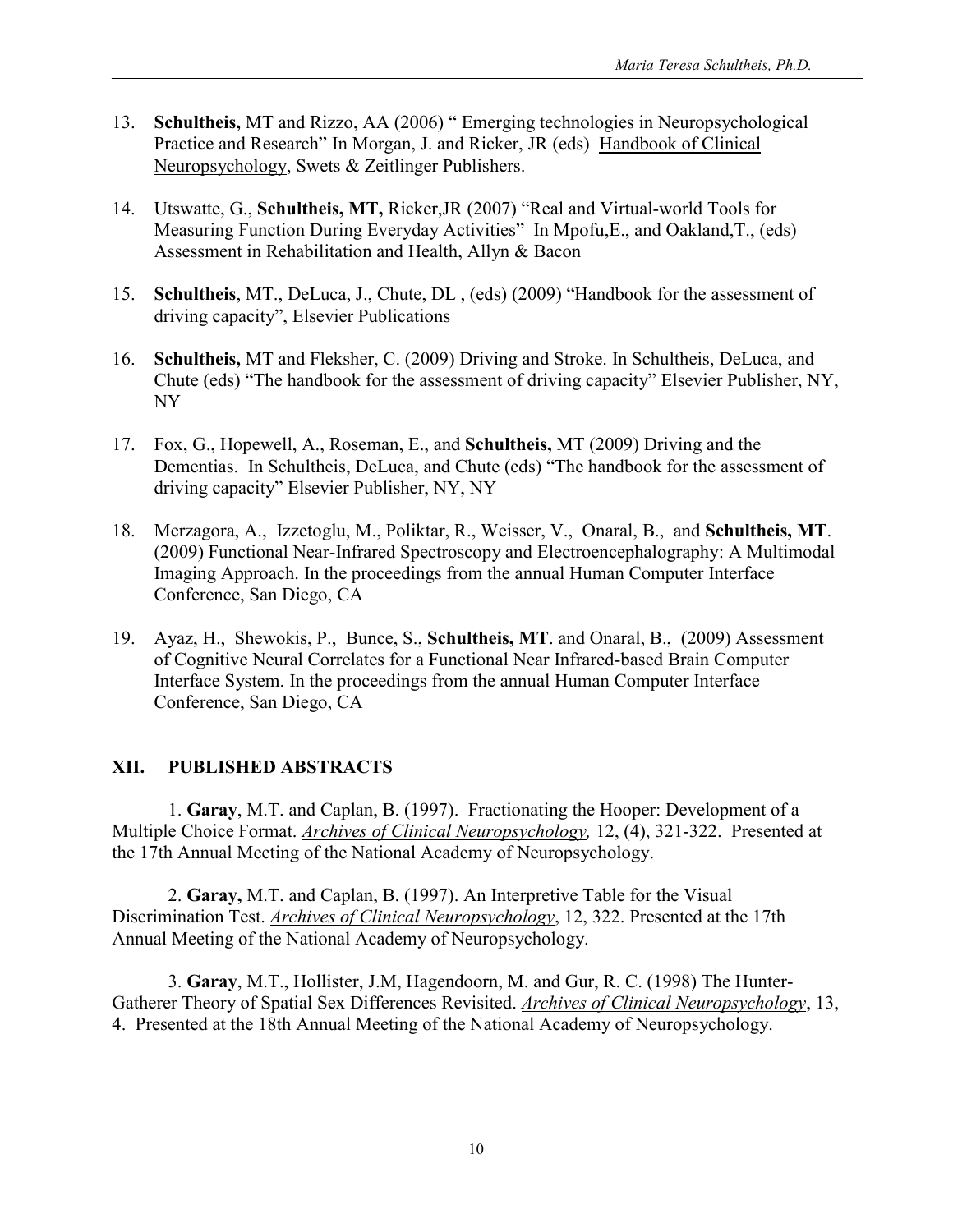13. **Schultheis,** MT and Rizzo, AA (2006) " Emerging technologies in Neuropsychological Practice and Research" In Morgan, J. and Ricker, JR (eds) Handbook of Clinical Neuropsychology, Swets & Zeitlinger Publishers.

14. Utswatte, G., **Schultheis, MT,** Ricker,JR (2007) "Real and Virtual-world Tools for Measuring Function During Everyday Activities" In Mpofu,E., and Oakland,T., (eds) Assessment in Rehabilitation and Health, Allyn & Bacon

15. **Schultheis**, MT., DeLuca, J., Chute, DL , (eds) (2009) "Handbook for the assessment of driving capacity", Elsevier Publications

16. **Schultheis,** MT and Fleksher, C. (2009) Driving and Stroke. In Schultheis, DeLuca, and Chute (eds) "The handbook for the assessment of driving capacity" Elsevier Publisher, NY, NY

17. Fox, G., Hopewell, A., Roseman, E., and **Schultheis,** MT (2009) Driving and the Dementias. In Schultheis, DeLuca, and Chute (eds) "The handbook for the assessment of driving capacity" Elsevier Publisher, NY, NY

18. Merzagora, A., Izzetoglu, M., Poliktar, R., Weisser, V., Onaral, B., and **Schultheis, MT**. (2009) Functional Near-Infrared Spectroscopy and Electroencephalography: A Multimodal Imaging Approach. In the proceedings from the annual Human Computer Interface Conference, San Diego, CA

19. Ayaz, H., Shewokis, P., Bunce, S., **Schultheis, MT**. and Onaral, B., (2009) Assessment of Cognitive Neural Correlates for a Functional Near Infrared-based Brain Computer Interface System. In the proceedings from the annual Human Computer Interface Conference, San Diego, CA

## XII. PUBLISHED ABSTRACTS

1. **Garay**, M.T. and Caplan, B. (1997). Fractionating the Hooper: Development of a Multiple Choice Format. *Archives of Clinical Neuropsychology,* 12, (4), 321-322. Presented at the 17th Annual Meeting of the National Academy of Neuropsychology.

2. **Garay,** M.T. and Caplan, B. (1997). An Interpretive Table for the Visual Discrimination Test. *Archives of Clinical Neuropsychology*, 12, 322. Presented at the 17th Annual Meeting of the National Academy of Neuropsychology.

3. **Garay**, M.T., Hollister, J.M, Hagendoorn, M. and Gur, R. C. (1998) The Hunter-Gatherer Theory of Spatial Sex Differences Revisited. *Archives of Clinical Neuropsychology*, 13, 4. Presented at the 18th Annual Meeting of the National Academy of Neuropsychology.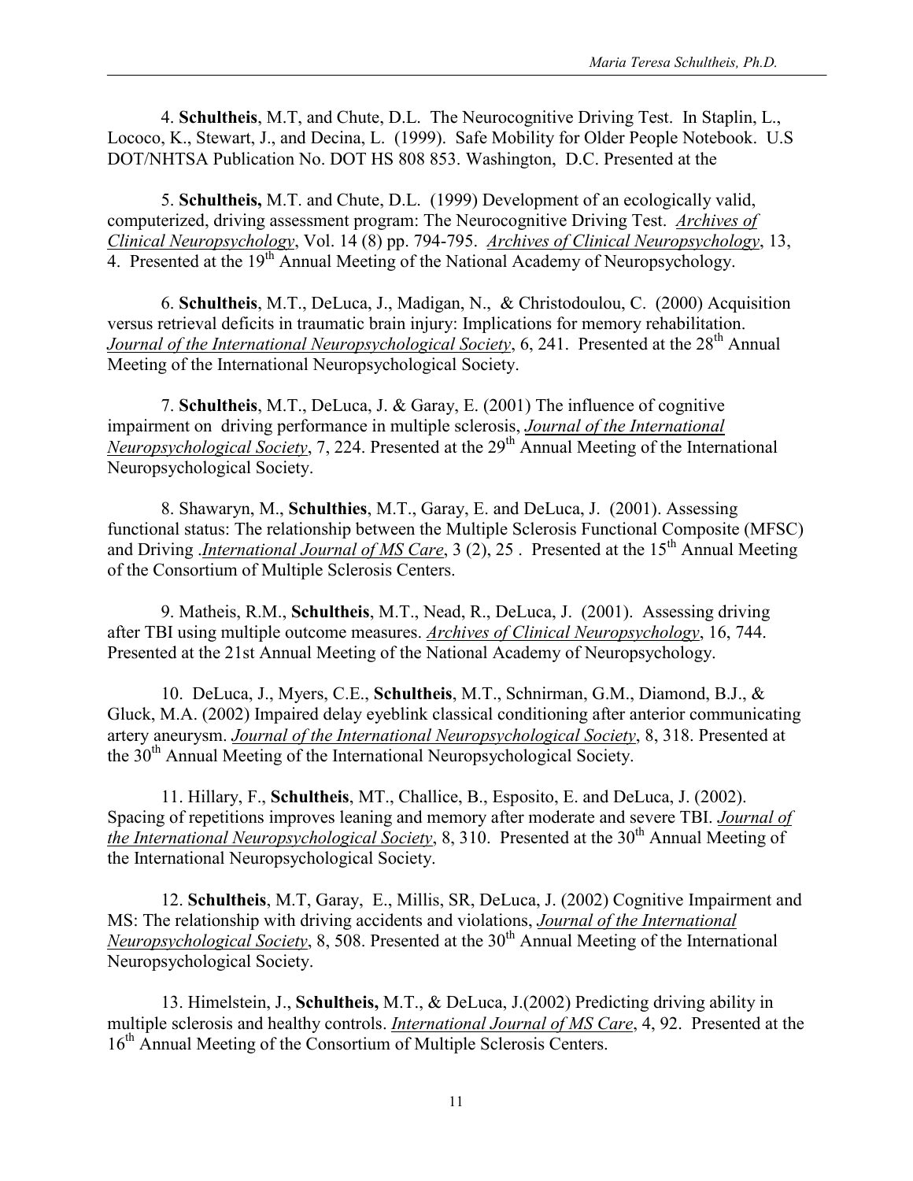4. **Schultheis**, M.T, and Chute, D.L. The Neurocognitive Driving Test. In Staplin, L., Lococo, K., Stewart, J., and Decina, L. (1999). Safe Mobility for Older People Notebook. U.S DOT/NHTSA Publication No. DOT HS 808 853. Washington, D.C. Presented at the

5. **Schultheis,** M.T. and Chute, D.L. (1999) Development of an ecologically valid, computerized, driving assessment program: The Neurocognitive Driving Test. *Archives of Clinical Neuropsychology*, Vol. 14 (8) pp. 794-795. *Archives of Clinical Neuropsychology*, 13, 4. Presented at the 19th Annual Meeting of the National Academy of Neuropsychology.

6. **Schultheis**, M.T., DeLuca, J., Madigan, N., & Christodoulou, C. (2000) Acquisition versus retrieval deficits in traumatic brain injury: Implications for memory rehabilitation. *Journal of the International Neuropsychological Society*, 6, 241. Presented at the 28th Annual Meeting of the International Neuropsychological Society.

7. **Schultheis**, M.T., DeLuca, J. & Garay, E. (2001) The influence of cognitive impairment on driving performance in multiple sclerosis, *Journal of the International Neuropsychological Society*, 7, 224. Presented at the 29th Annual Meeting of the International Neuropsychological Society.

8. Shawaryn, M., **Schulthies**, M.T., Garay, E. and DeLuca, J. (2001). Assessing functional status: The relationship between the Multiple Sclerosis Functional Composite (MFSC) and Driving .*International Journal of MS Care*, 3 (2), 25 . Presented at the 15th Annual Meeting of the Consortium of Multiple Sclerosis Centers.

9. Matheis, R.M., **Schultheis**, M.T., Nead, R., DeLuca, J. (2001). Assessing driving after TBI using multiple outcome measures. *Archives of Clinical Neuropsychology*, 16, 744. Presented at the 21st Annual Meeting of the National Academy of Neuropsychology.

10. DeLuca, J., Myers, C.E., **Schultheis**, M.T., Schnirman, G.M., Diamond, B.J., & Gluck, M.A. (2002) Impaired delay eyeblink classical conditioning after anterior communicating artery aneurysm. *Journal of the International Neuropsychological Society*, 8, 318. Presented at the 30th Annual Meeting of the International Neuropsychological Society.

11. Hillary, F., **Schultheis**, MT., Challice, B., Esposito, E. and DeLuca, J. (2002). Spacing of repetitions improves leaning and memory after moderate and severe TBI. *Journal of the International Neuropsychological Society*, 8, 310. Presented at the 30th Annual Meeting of the International Neuropsychological Society.

12. **Schultheis**, M.T, Garay, E., Millis, SR, DeLuca, J. (2002) Cognitive Impairment and MS: The relationship with driving accidents and violations, *Journal of the International Neuropsychological Society*, 8, 508. Presented at the 30th Annual Meeting of the International Neuropsychological Society.

13. Himelstein, J., **Schultheis,** M.T., & DeLuca, J.(2002) Predicting driving ability in multiple sclerosis and healthy controls. *International Journal of MS Care*, 4, 92. Presented at the 16th Annual Meeting of the Consortium of Multiple Sclerosis Centers.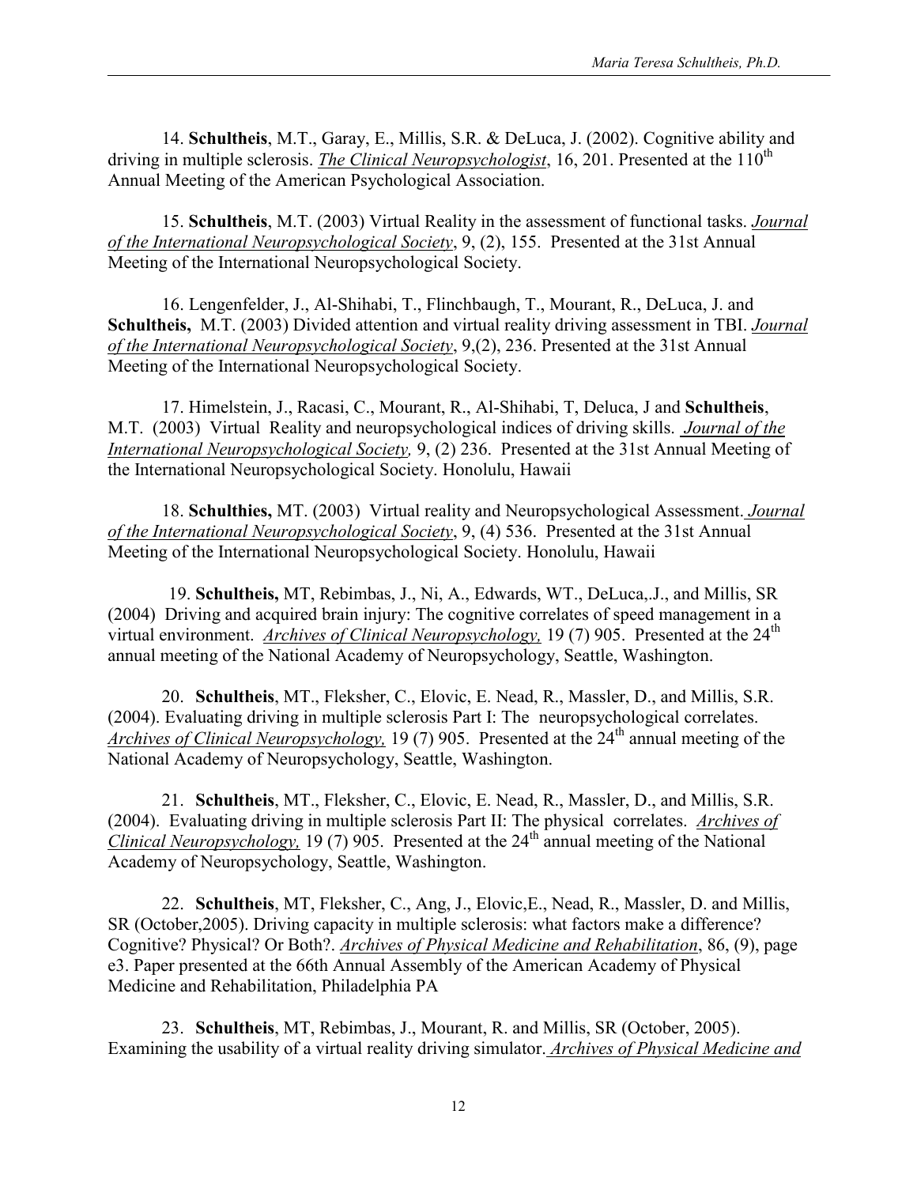14. **Schultheis**, M.T., Garay, E., Millis, S.R. & DeLuca, J. (2002). Cognitive ability and driving in multiple sclerosis. *The Clinical Neuropsychologist*, 16, 201. Presented at the 110th Annual Meeting of the American Psychological Association.

15. **Schultheis**, M.T. (2003) Virtual Reality in the assessment of functional tasks. *Journal of the International Neuropsychological Society*, 9, (2), 155. Presented at the 31st Annual Meeting of the International Neuropsychological Society.

16. Lengenfelder, J., Al-Shihabi, T., Flinchbaugh, T., Mourant, R., DeLuca, J. and **Schultheis,** M.T. (2003) Divided attention and virtual reality driving assessment in TBI. *Journal of the International Neuropsychological Society*, 9,(2), 236. Presented at the 31st Annual Meeting of the International Neuropsychological Society.

17. Himelstein, J., Racasi, C., Mourant, R., Al-Shihabi, T, Deluca, J and **Schultheis**, M.T. (2003) Virtual Reality and neuropsychological indices of driving skills. *Journal of the International Neuropsychological Society,* 9, (2) 236. Presented at the 31st Annual Meeting of the International Neuropsychological Society. Honolulu, Hawaii

18. **Schulthies,** MT. (2003) Virtual reality and Neuropsychological Assessment. *Journal of the International Neuropsychological Society*, 9, (4) 536. Presented at the 31st Annual Meeting of the International Neuropsychological Society. Honolulu, Hawaii

19. **Schultheis,** MT, Rebimbas, J., Ni, A., Edwards, WT., DeLuca,.J., and Millis, SR (2004) Driving and acquired brain injury: The cognitive correlates of speed management in a virtual environment. *Archives of Clinical Neuropsychology,* 19 (7) 905. Presented at the 24th annual meeting of the National Academy of Neuropsychology, Seattle, Washington.

20. **Schultheis**, MT., Fleksher, C., Elovic, E. Nead, R., Massler, D., and Millis, S.R. (2004). Evaluating driving in multiple sclerosis Part I: The neuropsychological correlates. *Archives of Clinical Neuropsychology,* 19 (7) 905. Presented at the 24th annual meeting of the National Academy of Neuropsychology, Seattle, Washington.

21. **Schultheis**, MT., Fleksher, C., Elovic, E. Nead, R., Massler, D., and Millis, S.R. (2004). Evaluating driving in multiple sclerosis Part II: The physical correlates. *Archives of Clinical Neuropsychology,* 19 (7) 905. Presented at the 24th annual meeting of the National Academy of Neuropsychology, Seattle, Washington.

22. **Schultheis**, MT, Fleksher, C., Ang, J., Elovic,E., Nead, R., Massler, D. and Millis, SR (October,2005). Driving capacity in multiple sclerosis: what factors make a difference? Cognitive? Physical? Or Both?. *Archives of Physical Medicine and Rehabilitation*, 86, (9), page e3. Paper presented at the 66th Annual Assembly of the American Academy of Physical Medicine and Rehabilitation, Philadelphia PA

23. **Schultheis**, MT, Rebimbas, J., Mourant, R. and Millis, SR (October, 2005). Examining the usability of a virtual reality driving simulator. *Archives of Physical Medicine and*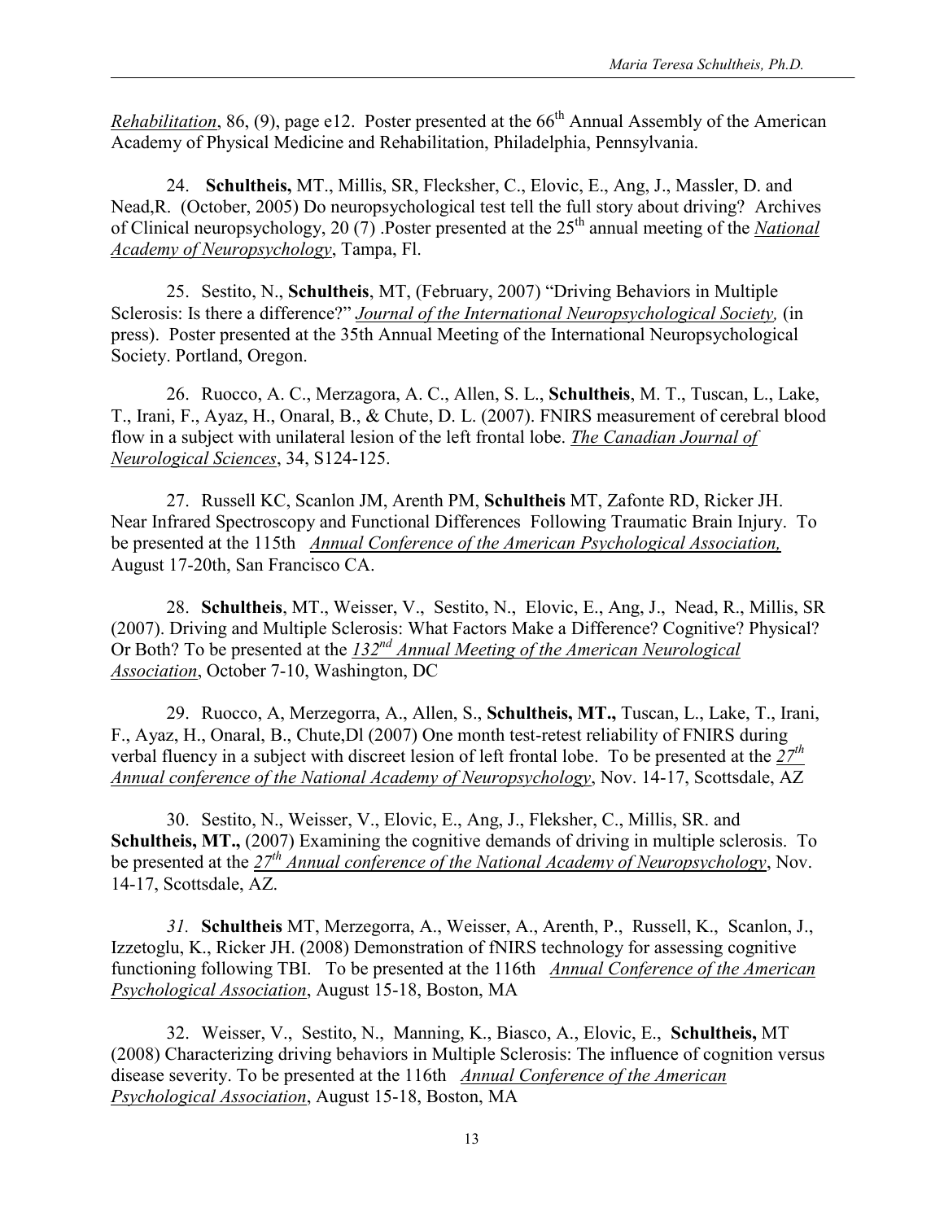*Rehabilitation*, 86, (9), page e12. Poster presented at the 66th Annual Assembly of the American Academy of Physical Medicine and Rehabilitation, Philadelphia, Pennsylvania.

24. **Schultheis,** MT., Millis, SR, Flecksher, C., Elovic, E., Ang, J., Massler, D. and Nead,R. (October, 2005) Do neuropsychological test tell the full story about driving? Archives of Clinical neuropsychology, 20 (7) .Poster presented at the 25th annual meeting of the *National Academy of Neuropsychology*, Tampa, Fl.

25. Sestito, N., **Schultheis**, MT, (February, 2007) "Driving Behaviors in Multiple Sclerosis: Is there a difference?" *Journal of the International Neuropsychological Society,* (in press). Poster presented at the 35th Annual Meeting of the International Neuropsychological Society. Portland, Oregon.

26. Ruocco, A. C., Merzagora, A. C., Allen, S. L., **Schultheis**, M. T., Tuscan, L., Lake, T., Irani, F., Ayaz, H., Onaral, B., & Chute, D. L. (2007). FNIRS measurement of cerebral blood flow in a subject with unilateral lesion of the left frontal lobe. *The Canadian Journal of Neurological Sciences*, 34, S124-125.

27. Russell KC, Scanlon JM, Arenth PM, **Schultheis** MT, Zafonte RD, Ricker JH. Near Infrared Spectroscopy and Functional Differences Following Traumatic Brain Injury. To be presented at the 115th *Annual Conference of the American Psychological Association,* August 17-20th, San Francisco CA.

28. **Schultheis**, MT., Weisser, V., Sestito, N., Elovic, E., Ang, J., Nead, R., Millis, SR (2007). Driving and Multiple Sclerosis: What Factors Make a Difference? Cognitive? Physical? Or Both? To be presented at the *132nd Annual Meeting of the American Neurological Association*, October 7-10, Washington, DC

29. Ruocco, A, Merzegorra, A., Allen, S., **Schultheis, MT.,** Tuscan, L., Lake, T., Irani, F., Ayaz, H., Onaral, B., Chute,Dl (2007) One month test-retest reliability of FNIRS during verbal fluency in a subject with discreet lesion of left frontal lobe. To be presented at the *27th Annual conference of the National Academy of Neuropsychology*, Nov. 14-17, Scottsdale, AZ

30. Sestito, N., Weisser, V., Elovic, E., Ang, J., Fleksher, C., Millis, SR. and **Schultheis, MT.,** (2007) Examining the cognitive demands of driving in multiple sclerosis. To be presented at the *27th Annual conference of the National Academy of Neuropsychology*, Nov. 14-17, Scottsdale, AZ.

*31.* **Schultheis** MT, Merzegorra, A., Weisser, A., Arenth, P., Russell, K., Scanlon, J., Izzetoglu, K., Ricker JH. (2008) Demonstration of fNIRS technology for assessing cognitive functioning following TBI. To be presented at the 116th *Annual Conference of the American Psychological Association*, August 15-18, Boston, MA

32. Weisser, V., Sestito, N., Manning, K., Biasco, A., Elovic, E., **Schultheis,** MT (2008) Characterizing driving behaviors in Multiple Sclerosis: The influence of cognition versus disease severity. To be presented at the 116th *Annual Conference of the American Psychological Association*, August 15-18, Boston, MA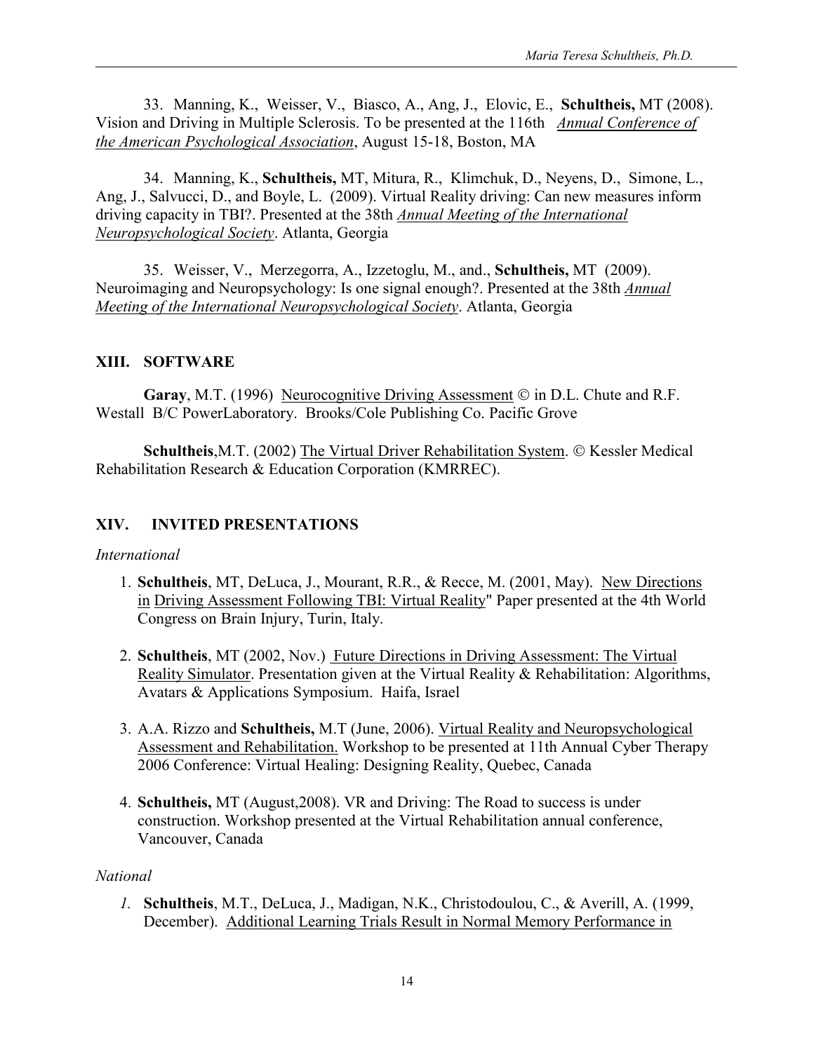33. Manning, K., Weisser, V., Biasco, A., Ang, J., Elovic, E., **Schultheis,** MT (2008). Vision and Driving in Multiple Sclerosis. To be presented at the 116th *Annual Conference of the American Psychological Association*, August 15-18, Boston, MA

34. Manning, K., **Schultheis,** MT, Mitura, R., Klimchuk, D., Neyens, D., Simone, L., Ang, J., Salvucci, D., and Boyle, L. (2009). Virtual Reality driving: Can new measures inform driving capacity in TBI?. Presented at the 38th *Annual Meeting of the International Neuropsychological Society*. Atlanta, Georgia

35. Weisser, V., Merzegorra, A., Izzetoglu, M., and., **Schultheis,** MT (2009). Neuroimaging and Neuropsychology: Is one signal enough?. Presented at the 38th *Annual Meeting of the International Neuropsychological Society*. Atlanta, Georgia

## XIII. SOFTWARE

**Garay**, M.T. (1996) Neurocognitive Driving Assessment © in D.L. Chute and R.F. Westall B/C PowerLaboratory. Brooks/Cole Publishing Co. Pacific Grove

**Schultheis**,M.T. (2002) The Virtual Driver Rehabilitation System. © Kessler Medical Rehabilitation Research & Education Corporation (KMRREC).

## XIV. INVITED PRESENTATIONS

*International*

1. **Schultheis**, MT, DeLuca, J., Mourant, R.R., & Recce, M. (2001, May). New Directions in Driving Assessment Following TBI: Virtual Reality" Paper presented at the 4th World Congress on Brain Injury, Turin, Italy.
2. **Schultheis**, MT (2002, Nov.) Future Directions in Driving Assessment: The Virtual Reality Simulator. Presentation given at the Virtual Reality & Rehabilitation: Algorithms, Avatars & Applications Symposium. Haifa, Israel
3. A.A. Rizzo and **Schultheis,** M.T (June, 2006). Virtual Reality and Neuropsychological Assessment and Rehabilitation. Workshop to be presented at 11th Annual Cyber Therapy 2006 Conference: Virtual Healing: Designing Reality, Quebec, Canada
4. **Schultheis,** MT (August,2008). VR and Driving: The Road to success is under construction. Workshop presented at the Virtual Rehabilitation annual conference, Vancouver, Canada

*National*

1. **Schultheis**, M.T., DeLuca, J., Madigan, N.K., Christodoulou, C., & Averill, A. (1999, December). Additional Learning Trials Result in Normal Memory Performance in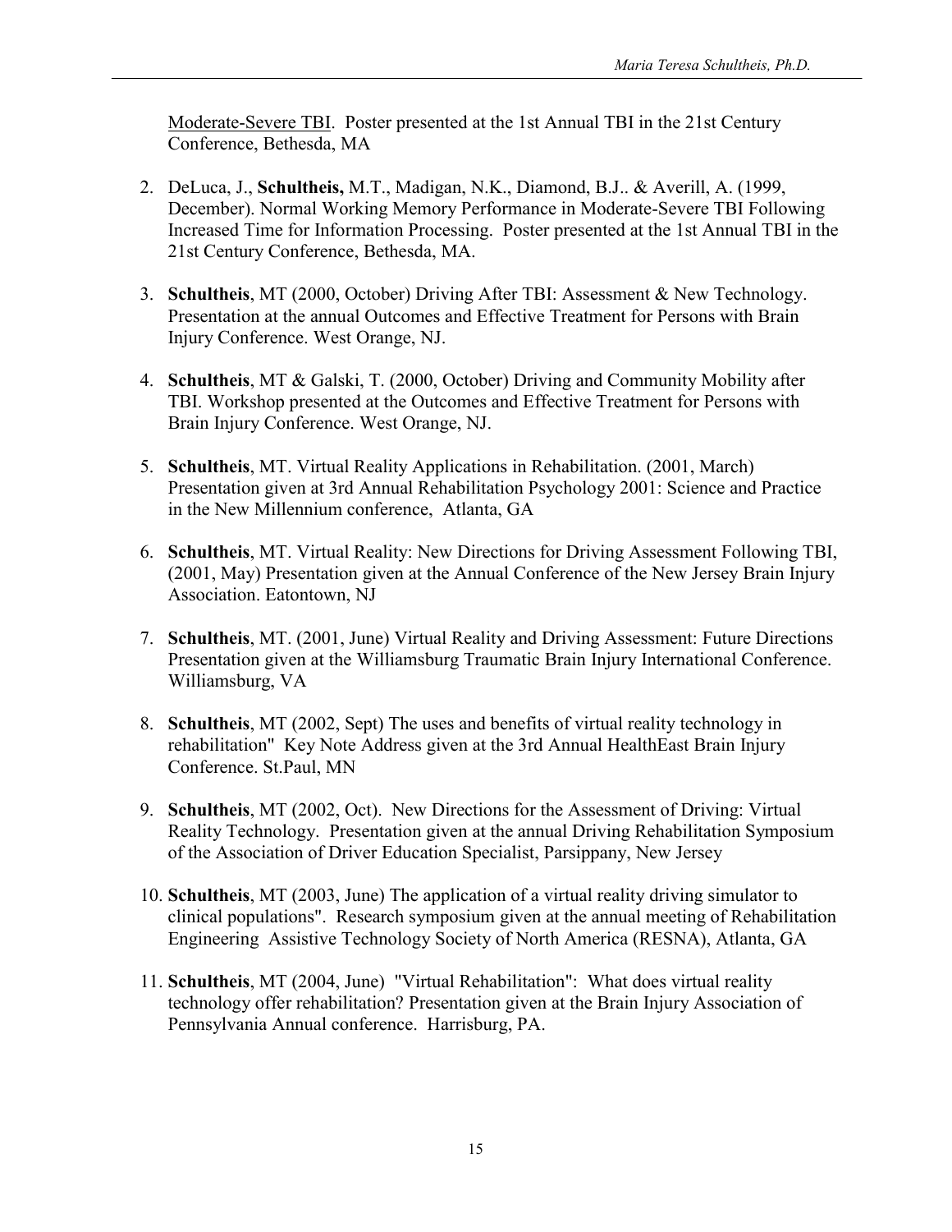Moderate-Severe TBI. Poster presented at the 1st Annual TBI in the 21st Century Conference, Bethesda, MA

2. DeLuca, J., **Schultheis,** M.T., Madigan, N.K., Diamond, B.J.. & Averill, A. (1999, December). Normal Working Memory Performance in Moderate-Severe TBI Following Increased Time for Information Processing. Poster presented at the 1st Annual TBI in the 21st Century Conference, Bethesda, MA.

3. **Schultheis**, MT (2000, October) Driving After TBI: Assessment & New Technology. Presentation at the annual Outcomes and Effective Treatment for Persons with Brain Injury Conference. West Orange, NJ.

4. **Schultheis**, MT & Galski, T. (2000, October) Driving and Community Mobility after TBI. Workshop presented at the Outcomes and Effective Treatment for Persons with Brain Injury Conference. West Orange, NJ.

5. **Schultheis**, MT. Virtual Reality Applications in Rehabilitation. (2001, March) Presentation given at 3rd Annual Rehabilitation Psychology 2001: Science and Practice in the New Millennium conference, Atlanta, GA

6. **Schultheis**, MT. Virtual Reality: New Directions for Driving Assessment Following TBI, (2001, May) Presentation given at the Annual Conference of the New Jersey Brain Injury Association. Eatontown, NJ

7. **Schultheis**, MT. (2001, June) Virtual Reality and Driving Assessment: Future Directions Presentation given at the Williamsburg Traumatic Brain Injury International Conference. Williamsburg, VA

8. **Schultheis**, MT (2002, Sept) The uses and benefits of virtual reality technology in rehabilitation" Key Note Address given at the 3rd Annual HealthEast Brain Injury Conference. St.Paul, MN

9. **Schultheis**, MT (2002, Oct). New Directions for the Assessment of Driving: Virtual Reality Technology. Presentation given at the annual Driving Rehabilitation Symposium of the Association of Driver Education Specialist, Parsippany, New Jersey

10. **Schultheis**, MT (2003, June) The application of a virtual reality driving simulator to clinical populations". Research symposium given at the annual meeting of Rehabilitation Engineering Assistive Technology Society of North America (RESNA), Atlanta, GA

11. **Schultheis**, MT (2004, June) "Virtual Rehabilitation": What does virtual reality technology offer rehabilitation? Presentation given at the Brain Injury Association of Pennsylvania Annual conference. Harrisburg, PA.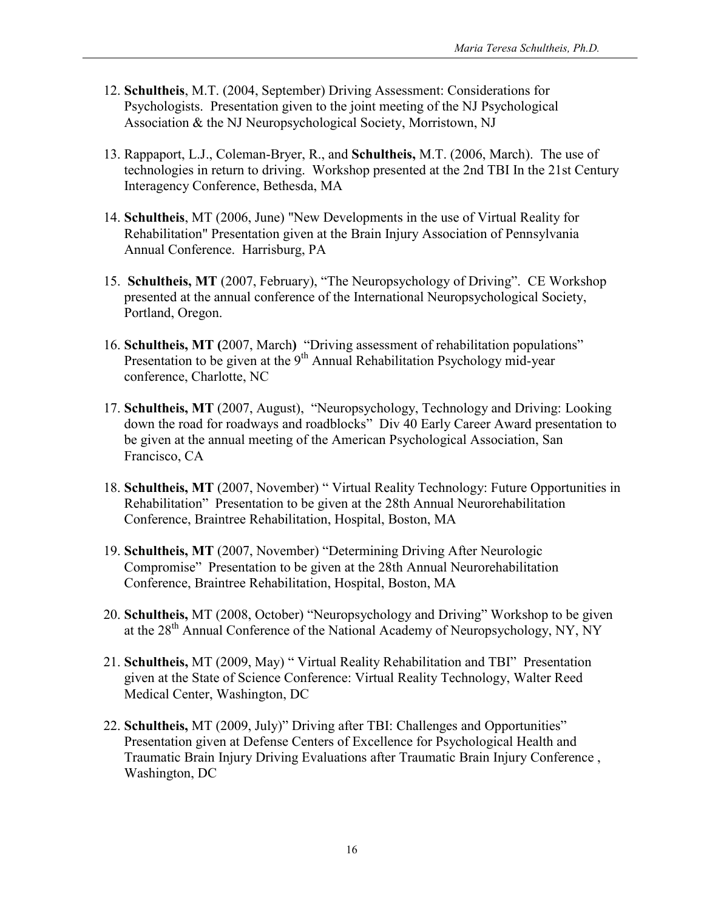12. **Schultheis**, M.T. (2004, September) Driving Assessment: Considerations for Psychologists. Presentation given to the joint meeting of the NJ Psychological Association & the NJ Neuropsychological Society, Morristown, NJ

13. Rappaport, L.J., Coleman-Bryer, R., and **Schultheis,** M.T. (2006, March). The use of technologies in return to driving. Workshop presented at the 2nd TBI In the 21st Century Interagency Conference, Bethesda, MA

14. **Schultheis**, MT (2006, June) "New Developments in the use of Virtual Reality for Rehabilitation" Presentation given at the Brain Injury Association of Pennsylvania Annual Conference. Harrisburg, PA

15. **Schultheis, MT** (2007, February), "The Neuropsychology of Driving". CE Workshop presented at the annual conference of the International Neuropsychological Society, Portland, Oregon.

16. **Schultheis, MT (**2007, March**)** "Driving assessment of rehabilitation populations" Presentation to be given at the 9th Annual Rehabilitation Psychology mid-year conference, Charlotte, NC

17. **Schultheis, MT** (2007, August), "Neuropsychology, Technology and Driving: Looking down the road for roadways and roadblocks" Div 40 Early Career Award presentation to be given at the annual meeting of the American Psychological Association, San Francisco, CA

18. **Schultheis, MT** (2007, November) " Virtual Reality Technology: Future Opportunities in Rehabilitation" Presentation to be given at the 28th Annual Neurorehabilitation Conference, Braintree Rehabilitation, Hospital, Boston, MA

19. **Schultheis, MT** (2007, November) "Determining Driving After Neurologic Compromise" Presentation to be given at the 28th Annual Neurorehabilitation Conference, Braintree Rehabilitation, Hospital, Boston, MA

20. **Schultheis,** MT (2008, October) "Neuropsychology and Driving" Workshop to be given at the 28th Annual Conference of the National Academy of Neuropsychology, NY, NY

21. **Schultheis,** MT (2009, May) " Virtual Reality Rehabilitation and TBI" Presentation given at the State of Science Conference: Virtual Reality Technology, Walter Reed Medical Center, Washington, DC

22. **Schultheis,** MT (2009, July)" Driving after TBI: Challenges and Opportunities" Presentation given at Defense Centers of Excellence for Psychological Health and Traumatic Brain Injury Driving Evaluations after Traumatic Brain Injury Conference , Washington, DC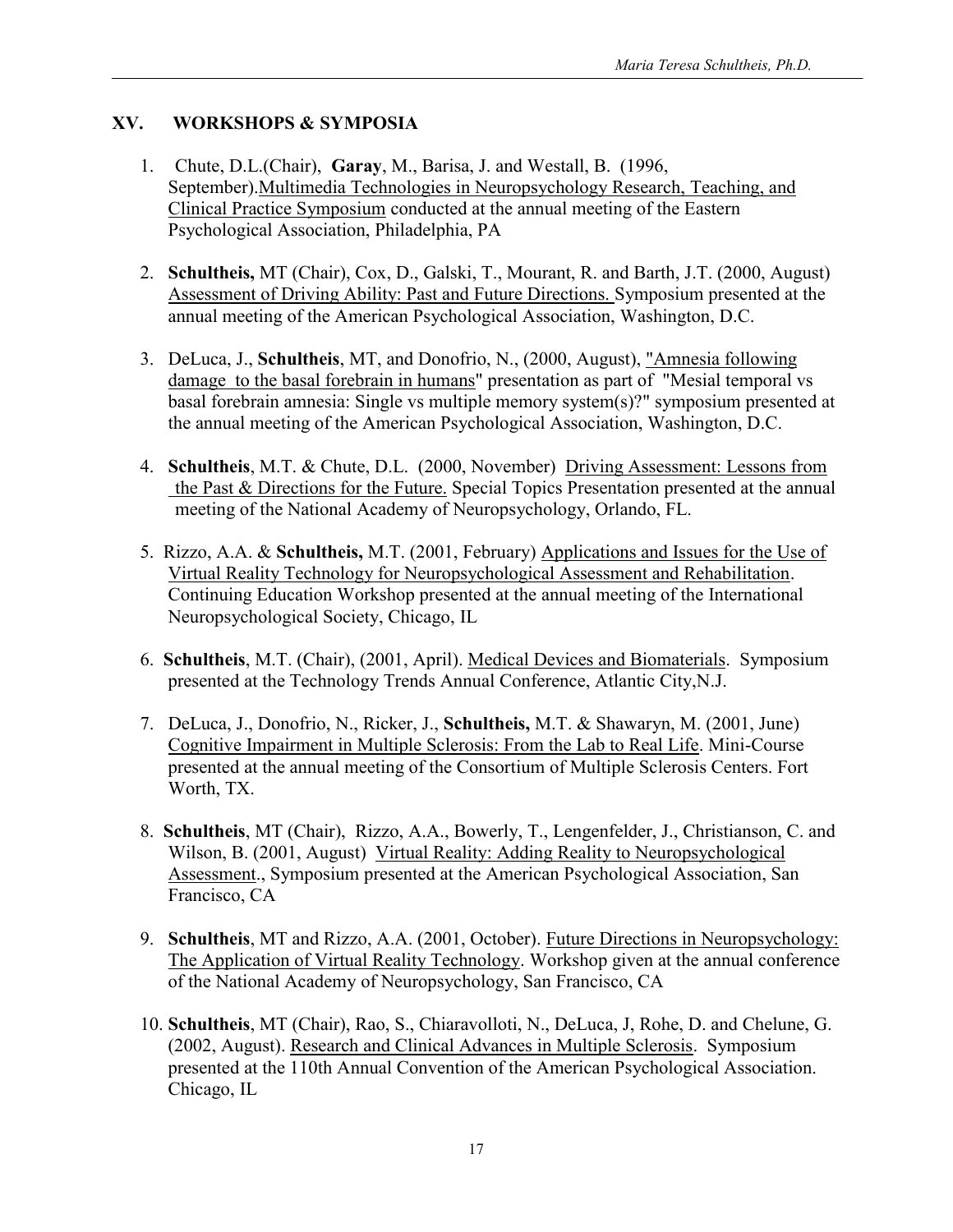## XV. WORKSHOPS & SYMPOSIA

1. Chute, D.L.(Chair), **Garay**, M., Barisa, J. and Westall, B. (1996, September).Multimedia Technologies in Neuropsychology Research, Teaching, and Clinical Practice Symposium conducted at the annual meeting of the Eastern Psychological Association, Philadelphia, PA

2. **Schultheis,** MT (Chair), Cox, D., Galski, T., Mourant, R. and Barth, J.T. (2000, August) Assessment of Driving Ability: Past and Future Directions. Symposium presented at the annual meeting of the American Psychological Association, Washington, D.C.

3. DeLuca, J., **Schultheis**, MT, and Donofrio, N., (2000, August), "Amnesia following damage to the basal forebrain in humans" presentation as part of "Mesial temporal vs basal forebrain amnesia: Single vs multiple memory system(s)?" symposium presented at the annual meeting of the American Psychological Association, Washington, D.C.

4. **Schultheis**, M.T. & Chute, D.L. (2000, November) Driving Assessment: Lessons from the Past & Directions for the Future. Special Topics Presentation presented at the annual meeting of the National Academy of Neuropsychology, Orlando, FL.

5. Rizzo, A.A. & **Schultheis,** M.T. (2001, February) Applications and Issues for the Use of Virtual Reality Technology for Neuropsychological Assessment and Rehabilitation. Continuing Education Workshop presented at the annual meeting of the International Neuropsychological Society, Chicago, IL

6. **Schultheis**, M.T. (Chair), (2001, April). Medical Devices and Biomaterials. Symposium presented at the Technology Trends Annual Conference, Atlantic City,N.J.

7. DeLuca, J., Donofrio, N., Ricker, J., **Schultheis,** M.T. & Shawaryn, M. (2001, June) Cognitive Impairment in Multiple Sclerosis: From the Lab to Real Life. Mini-Course presented at the annual meeting of the Consortium of Multiple Sclerosis Centers. Fort Worth, TX.

8. **Schultheis**, MT (Chair), Rizzo, A.A., Bowerly, T., Lengenfelder, J., Christianson, C. and Wilson, B. (2001, August) Virtual Reality: Adding Reality to Neuropsychological Assessment., Symposium presented at the American Psychological Association, San Francisco, CA

9. **Schultheis**, MT and Rizzo, A.A. (2001, October). Future Directions in Neuropsychology: The Application of Virtual Reality Technology. Workshop given at the annual conference of the National Academy of Neuropsychology, San Francisco, CA

10. **Schultheis**, MT (Chair), Rao, S., Chiaravolloti, N., DeLuca, J, Rohe, D. and Chelune, G. (2002, August). Research and Clinical Advances in Multiple Sclerosis. Symposium presented at the 110th Annual Convention of the American Psychological Association. Chicago, IL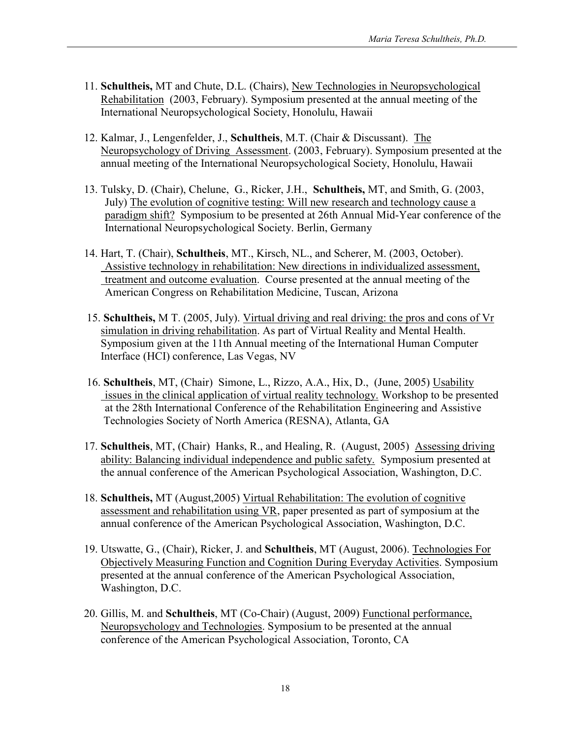11. **Schultheis,** MT and Chute, D.L. (Chairs), <u>New Technologies in Neuropsychological Rehabilitation</u> (2003, February). Symposium presented at the annual meeting of the International Neuropsychological Society, Honolulu, Hawaii

12. Kalmar, J., Lengenfelder, J., **Schultheis**, M.T. (Chair & Discussant). <u>The Neuropsychology of Driving Assessment</u>. (2003, February). Symposium presented at the annual meeting of the International Neuropsychological Society, Honolulu, Hawaii

13. Tulsky, D. (Chair), Chelune, G., Ricker, J.H., **Schultheis,** MT, and Smith, G. (2003, July) <u>The evolution of cognitive testing: Will new research and technology cause a paradigm shift?</u> Symposium to be presented at 26th Annual Mid-Year conference of the International Neuropsychological Society. Berlin, Germany

14. Hart, T. (Chair), **Schultheis**, MT., Kirsch, NL., and Scherer, M. (2003, October). <u>Assistive technology in rehabilitation: New directions in individualized assessment, treatment and outcome evaluation</u>. Course presented at the annual meeting of the American Congress on Rehabilitation Medicine, Tuscan, Arizona

15. **Schultheis,** M T. (2005, July). <u>Virtual driving and real driving: the pros and cons of Vr simulation in driving rehabilitation</u>. As part of Virtual Reality and Mental Health. Symposium given at the 11th Annual meeting of the International Human Computer Interface (HCI) conference, Las Vegas, NV

16. **Schultheis**, MT, (Chair) Simone, L., Rizzo, A.A., Hix, D., (June, 2005) <u>Usability issues in the clinical application of virtual reality technology.</u> Workshop to be presented at the 28th International Conference of the Rehabilitation Engineering and Assistive Technologies Society of North America (RESNA), Atlanta, GA

17. **Schultheis**, MT, (Chair) Hanks, R., and Healing, R. (August, 2005) <u>Assessing driving ability: Balancing individual independence and public safety.</u> Symposium presented at the annual conference of the American Psychological Association, Washington, D.C.

18. **Schultheis,** MT (August,2005) <u>Virtual Rehabilitation: The evolution of cognitive assessment and rehabilitation using VR</u>, paper presented as part of symposium at the annual conference of the American Psychological Association, Washington, D.C.

19. Utswatte, G., (Chair), Ricker, J. and **Schultheis**, MT (August, 2006). <u>Technologies For Objectively Measuring Function and Cognition During Everyday Activities</u>. Symposium presented at the annual conference of the American Psychological Association, Washington, D.C.

20. Gillis, M. and **Schultheis**, MT (Co-Chair) (August, 2009) <u>Functional performance, Neuropsychology and Technologies</u>. Symposium to be presented at the annual conference of the American Psychological Association, Toronto, CA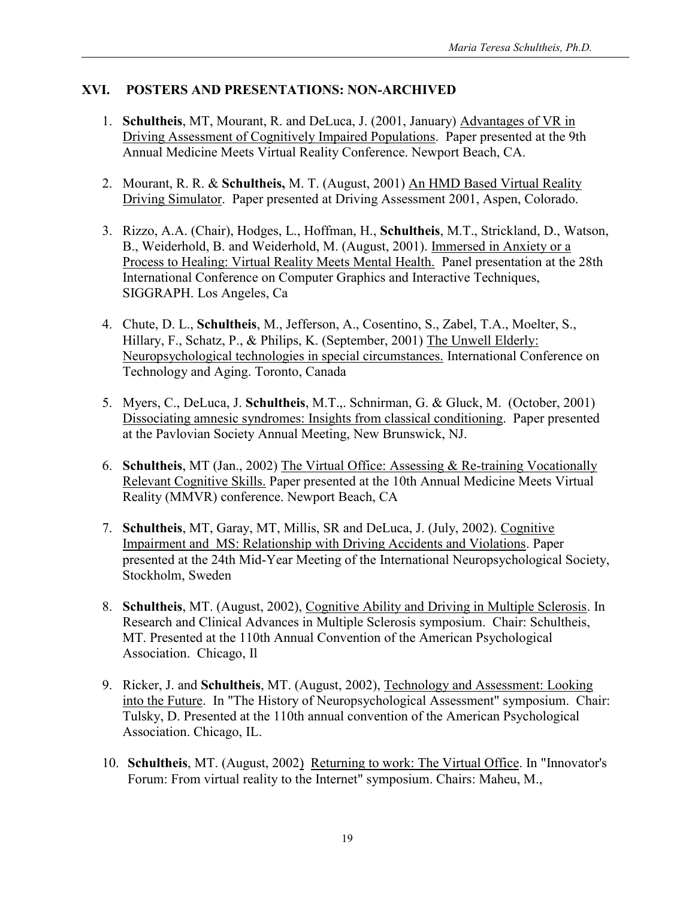## XVI. POSTERS AND PRESENTATIONS: NON-ARCHIVED

1. **Schultheis**, MT, Mourant, R. and DeLuca, J. (2001, January) Advantages of VR in Driving Assessment of Cognitively Impaired Populations. Paper presented at the 9th Annual Medicine Meets Virtual Reality Conference. Newport Beach, CA.

2. Mourant, R. R. & **Schultheis,** M. T. (August, 2001) An HMD Based Virtual Reality Driving Simulator. Paper presented at Driving Assessment 2001, Aspen, Colorado.

3. Rizzo, A.A. (Chair), Hodges, L., Hoffman, H., **Schultheis**, M.T., Strickland, D., Watson, B., Weiderhold, B. and Weiderhold, M. (August, 2001). Immersed in Anxiety or a Process to Healing: Virtual Reality Meets Mental Health. Panel presentation at the 28th International Conference on Computer Graphics and Interactive Techniques, SIGGRAPH. Los Angeles, Ca

4. Chute, D. L., **Schultheis**, M., Jefferson, A., Cosentino, S., Zabel, T.A., Moelter, S., Hillary, F., Schatz, P., & Philips, K. (September, 2001) The Unwell Elderly: Neuropsychological technologies in special circumstances. International Conference on Technology and Aging. Toronto, Canada

5. Myers, C., DeLuca, J. **Schultheis**, M.T.,. Schnirman, G. & Gluck, M. (October, 2001) Dissociating amnesic syndromes: Insights from classical conditioning. Paper presented at the Pavlovian Society Annual Meeting, New Brunswick, NJ.

6. **Schultheis**, MT (Jan., 2002) The Virtual Office: Assessing & Re-training Vocationally Relevant Cognitive Skills. Paper presented at the 10th Annual Medicine Meets Virtual Reality (MMVR) conference. Newport Beach, CA

7. **Schultheis**, MT, Garay, MT, Millis, SR and DeLuca, J. (July, 2002). Cognitive Impairment and MS: Relationship with Driving Accidents and Violations. Paper presented at the 24th Mid-Year Meeting of the International Neuropsychological Society, Stockholm, Sweden

8. **Schultheis**, MT. (August, 2002), Cognitive Ability and Driving in Multiple Sclerosis. In Research and Clinical Advances in Multiple Sclerosis symposium. Chair: Schultheis, MT. Presented at the 110th Annual Convention of the American Psychological Association. Chicago, Il

9. Ricker, J. and **Schultheis**, MT. (August, 2002), Technology and Assessment: Looking into the Future. In "The History of Neuropsychological Assessment" symposium. Chair: Tulsky, D. Presented at the 110th annual convention of the American Psychological Association. Chicago, IL.

10. **Schultheis**, MT. (August, 2002) Returning to work: The Virtual Office. In "Innovator's Forum: From virtual reality to the Internet" symposium. Chairs: Maheu, M.,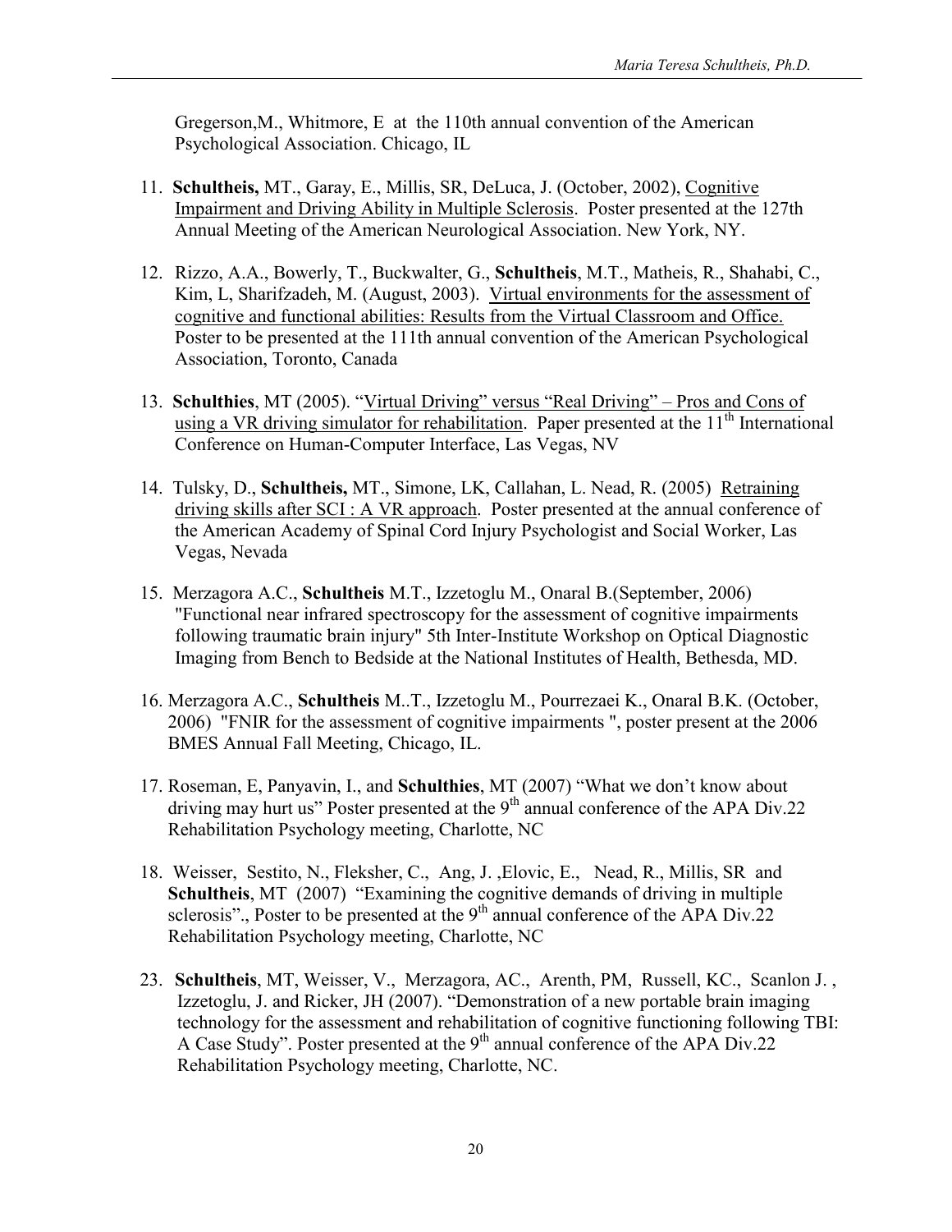Gregerson,M., Whitmore, E at the 110th annual convention of the American Psychological Association. Chicago, IL

11. **Schultheis,** MT., Garay, E., Millis, SR, DeLuca, J. (October, 2002), Cognitive Impairment and Driving Ability in Multiple Sclerosis. Poster presented at the 127th Annual Meeting of the American Neurological Association. New York, NY.

12. Rizzo, A.A., Bowerly, T., Buckwalter, G., **Schultheis**, M.T., Matheis, R., Shahabi, C., Kim, L, Sharifzadeh, M. (August, 2003). Virtual environments for the assessment of cognitive and functional abilities: Results from the Virtual Classroom and Office. Poster to be presented at the 111th annual convention of the American Psychological Association, Toronto, Canada

13. **Schulthies**, MT (2005). "Virtual Driving" versus "Real Driving" – Pros and Cons of using a VR driving simulator for rehabilitation. Paper presented at the 11th International Conference on Human-Computer Interface, Las Vegas, NV

14. Tulsky, D., **Schultheis,** MT., Simone, LK, Callahan, L. Nead, R. (2005) Retraining driving skills after SCI : A VR approach. Poster presented at the annual conference of the American Academy of Spinal Cord Injury Psychologist and Social Worker, Las Vegas, Nevada

15. Merzagora A.C., **Schultheis** M.T., Izzetoglu M., Onaral B.(September, 2006) "Functional near infrared spectroscopy for the assessment of cognitive impairments following traumatic brain injury" 5th Inter-Institute Workshop on Optical Diagnostic Imaging from Bench to Bedside at the National Institutes of Health, Bethesda, MD.

16. Merzagora A.C., **Schultheis** M..T., Izzetoglu M., Pourrezaei K., Onaral B.K. (October, 2006) "FNIR for the assessment of cognitive impairments ", poster present at the 2006 BMES Annual Fall Meeting, Chicago, IL.

17. Roseman, E, Panyavin, I., and **Schulthies**, MT (2007) "What we don't know about driving may hurt us" Poster presented at the 9th annual conference of the APA Div.22 Rehabilitation Psychology meeting, Charlotte, NC

18. Weisser, Sestito, N., Fleksher, C., Ang, J. ,Elovic, E., Nead, R., Millis, SR and **Schultheis**, MT (2007) "Examining the cognitive demands of driving in multiple sclerosis"., Poster to be presented at the 9th annual conference of the APA Div.22 Rehabilitation Psychology meeting, Charlotte, NC

23. **Schultheis**, MT, Weisser, V., Merzagora, AC., Arenth, PM, Russell, KC., Scanlon J. , Izzetoglu, J. and Ricker, JH (2007). "Demonstration of a new portable brain imaging technology for the assessment and rehabilitation of cognitive functioning following TBI: A Case Study". Poster presented at the 9th annual conference of the APA Div.22 Rehabilitation Psychology meeting, Charlotte, NC.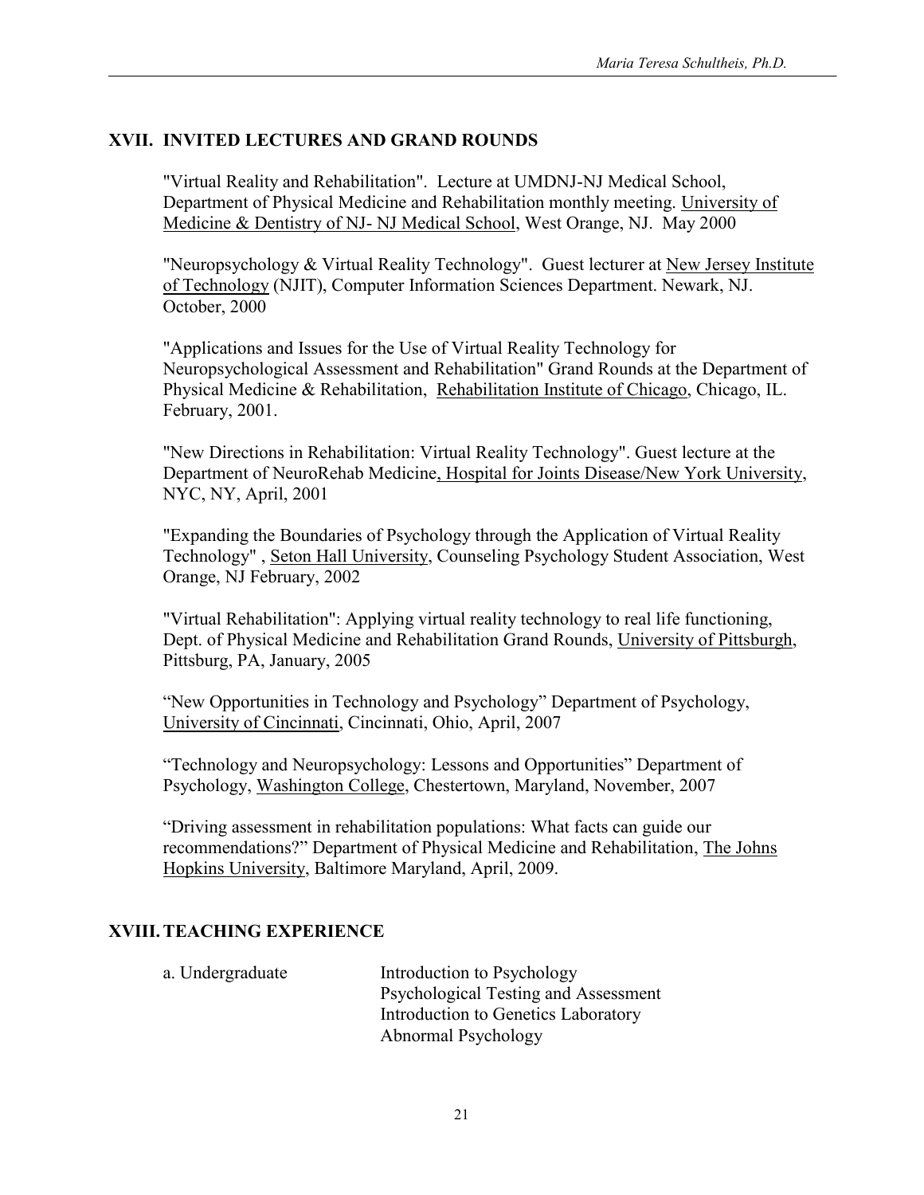## XVII. INVITED LECTURES AND GRAND ROUNDS

"Virtual Reality and Rehabilitation". Lecture at UMDNJ-NJ Medical School, Department of Physical Medicine and Rehabilitation monthly meeting. University of Medicine & Dentistry of NJ- NJ Medical School, West Orange, NJ. May 2000

"Neuropsychology & Virtual Reality Technology". Guest lecturer at New Jersey Institute of Technology (NJIT), Computer Information Sciences Department. Newark, NJ. October, 2000

"Applications and Issues for the Use of Virtual Reality Technology for Neuropsychological Assessment and Rehabilitation" Grand Rounds at the Department of Physical Medicine & Rehabilitation, Rehabilitation Institute of Chicago, Chicago, IL. February, 2001.

"New Directions in Rehabilitation: Virtual Reality Technology". Guest lecture at the Department of NeuroRehab Medicine, Hospital for Joints Disease/New York University, NYC, NY, April, 2001

"Expanding the Boundaries of Psychology through the Application of Virtual Reality Technology" , Seton Hall University, Counseling Psychology Student Association, West Orange, NJ February, 2002

"Virtual Rehabilitation": Applying virtual reality technology to real life functioning, Dept. of Physical Medicine and Rehabilitation Grand Rounds, University of Pittsburgh, Pittsburg, PA, January, 2005

“New Opportunities in Technology and Psychology” Department of Psychology, University of Cincinnati, Cincinnati, Ohio, April, 2007

“Technology and Neuropsychology: Lessons and Opportunities” Department of Psychology, Washington College, Chestertown, Maryland, November, 2007

“Driving assessment in rehabilitation populations: What facts can guide our recommendations?” Department of Physical Medicine and Rehabilitation, The Johns Hopkins University, Baltimore Maryland, April, 2009.

## XVIII. TEACHING EXPERIENCE

a. Undergraduate
- Introduction to Psychology
- Psychological Testing and Assessment
- Introduction to Genetics Laboratory
- Abnormal Psychology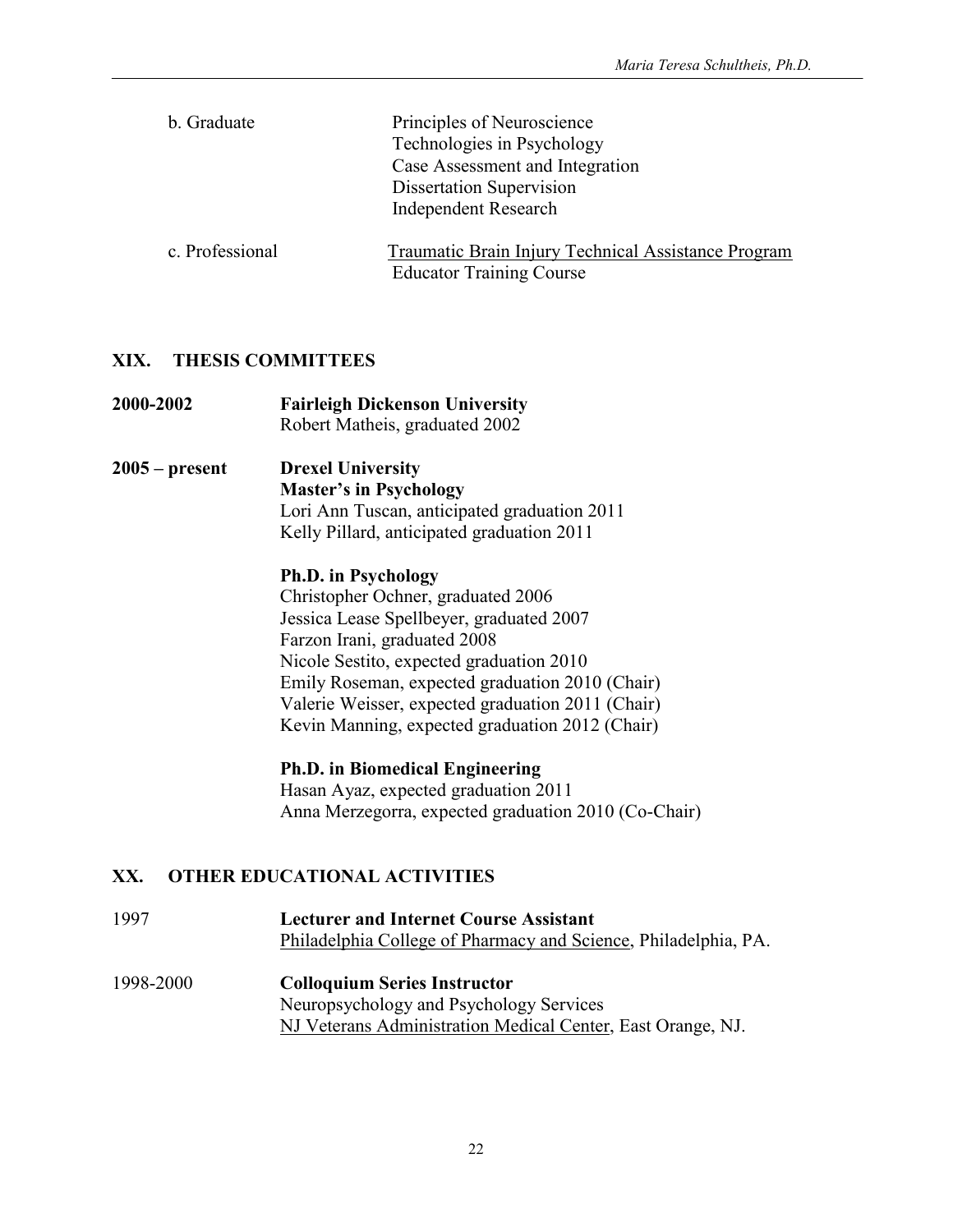b. Graduate

Principles of Neuroscience
Technologies in Psychology
Case Assessment and Integration
Dissertation Supervision
Independent Research

c. Professional

Traumatic Brain Injury Technical Assistance Program
Educator Training Course

## XIX. THESIS COMMITTEES

**2000-2002** **Fairleigh Dickenson University**
Robert Matheis, graduated 2002

**2005 – present** **Drexel University**

**Master's in Psychology**
Lori Ann Tuscan, anticipated graduation 2011
Kelly Pillard, anticipated graduation 2011

**Ph.D. in Psychology**
Christopher Ochner, graduated 2006
Jessica Lease Spellbeyer, graduated 2007
Farzon Irani, graduated 2008
Nicole Sestito, expected graduation 2010
Emily Roseman, expected graduation 2010 (Chair)
Valerie Weisser, expected graduation 2011 (Chair)
Kevin Manning, expected graduation 2012 (Chair)

**Ph.D. in Biomedical Engineering**
Hasan Ayaz, expected graduation 2011
Anna Merzegorra, expected graduation 2010 (Co-Chair)

## XX. OTHER EDUCATIONAL ACTIVITIES

1997 **Lecturer and Internet Course Assistant**
Philadelphia College of Pharmacy and Science, Philadelphia, PA.

1998-2000 **Colloquium Series Instructor**
Neuropsychology and Psychology Services
NJ Veterans Administration Medical Center, East Orange, NJ.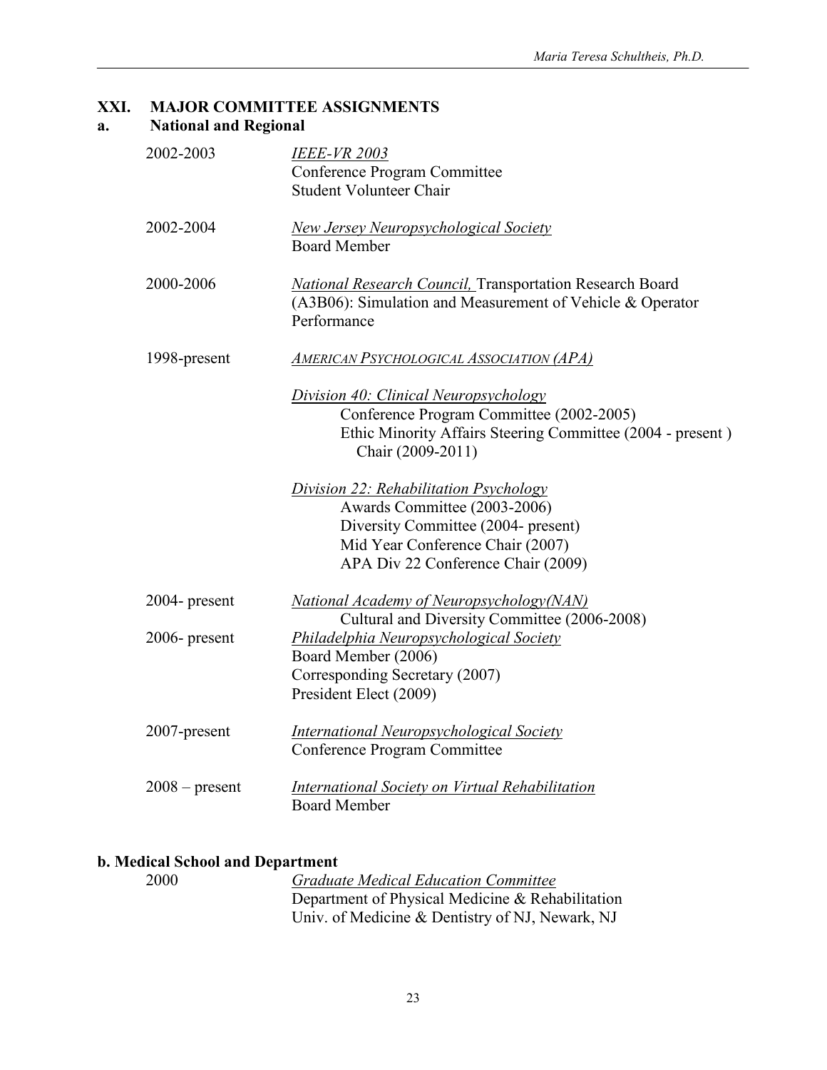## XXI. MAJOR COMMITTEE ASSIGNMENTS

### a. National and Regional

2002-2003 — *IEEE-VR 2003*
Conference Program Committee
Student Volunteer Chair

2002-2004 — *New Jersey Neuropsychological Society*
Board Member

2000-2006 — *National Research Council,* Transportation Research Board (A3B06): Simulation and Measurement of Vehicle & Operator Performance

1998-present — *AMERICAN PSYCHOLOGICAL ASSOCIATION (APA)*

*Division 40: Clinical Neuropsychology*
- Conference Program Committee (2002-2005)
- Ethic Minority Affairs Steering Committee (2004 - present )
  - Chair (2009-2011)

*Division 22: Rehabilitation Psychology*
- Awards Committee (2003-2006)
- Diversity Committee (2004- present)
- Mid Year Conference Chair (2007)
- APA Div 22 Conference Chair (2009)

2004- present — *National Academy of Neuropsychology(NAN)*
- Cultural and Diversity Committee (2006-2008)

2006- present — *Philadelphia Neuropsychological Society*
Board Member (2006)
Corresponding Secretary (2007)
President Elect (2009)

2007-present — *International Neuropsychological Society*
Conference Program Committee

2008 – present — *International Society on Virtual Rehabilitation*
Board Member

### b. Medical School and Department

2000 — *Graduate Medical Education Committee*
Department of Physical Medicine & Rehabilitation
Univ. of Medicine & Dentistry of NJ, Newark, NJ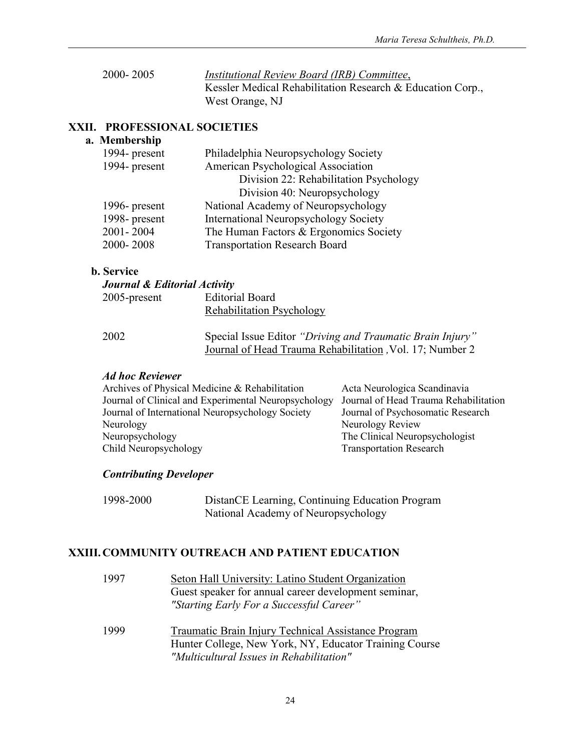2000- 2005 &emsp; <u>*Institutional Review Board (IRB) Committee*</u>,
Kessler Medical Rehabilitation Research & Education Corp.,
West Orange, NJ

## XXII. PROFESSIONAL SOCIETIES

### a. Membership

| | |
|---|---|
| 1994- present | Philadelphia Neuropsychology Society |
| 1994- present | American Psychological Association |
| | Division 22: Rehabilitation Psychology |
| | Division 40: Neuropsychology |
| 1996- present | National Academy of Neuropsychology |
| 1998- present | International Neuropsychology Society |
| 2001- 2004 | The Human Factors & Ergonomics Society |
| 2000- 2008 | Transportation Research Board |

### b. Service

***Journal & Editorial Activity***

2005-present &emsp; Editorial Board
<u>Rehabilitation Psychology</u>

2002 &emsp; Special Issue Editor *"Driving and Traumatic Brain Injury"*
<u>Journal of Head Trauma Rehabilitation</u> *,* Vol. 17; Number 2

***Ad hoc Reviewer***

| | |
|---|---|
| Archives of Physical Medicine & Rehabilitation | Acta Neurologica Scandinavia |
| Journal of Clinical and Experimental Neuropsychology | Journal of Head Trauma Rehabilitation |
| Journal of International Neuropsychology Society | Journal of Psychosomatic Research |
| Neurology | Neurology Review |
| Neuropsychology | The Clinical Neuropsychologist |
| Child Neuropsychology | Transportation Research |

***Contributing Developer***

1998-2000 &emsp; DistanCE Learning, Continuing Education Program
National Academy of Neuropsychology

## XXIII. COMMUNITY OUTREACH AND PATIENT EDUCATION

1997 &emsp; <u>Seton Hall University: Latino Student Organization</u>
Guest speaker for annual career development seminar,
*"Starting Early For a Successful Career"*

1999 &emsp; <u>Traumatic Brain Injury Technical Assistance Program</u>
Hunter College, New York, NY, Educator Training Course
*"Multicultural Issues in Rehabilitation"*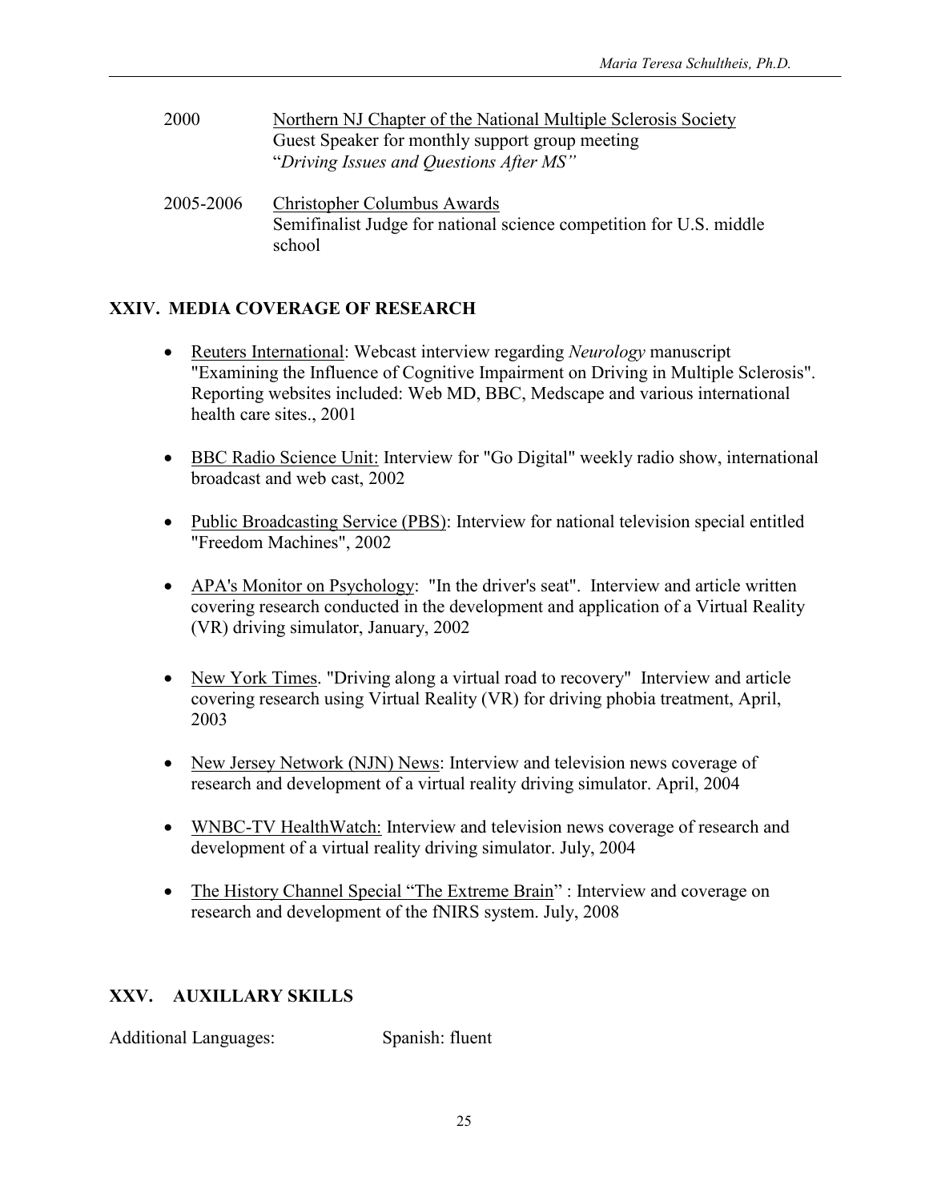2000 Northern NJ Chapter of the National Multiple Sclerosis Society
Guest Speaker for monthly support group meeting
"*Driving Issues and Questions After MS"*

2005-2006 Christopher Columbus Awards
Semifinalist Judge for national science competition for U.S. middle school

## XXIV. MEDIA COVERAGE OF RESEARCH

- Reuters International: Webcast interview regarding *Neurology* manuscript "Examining the Influence of Cognitive Impairment on Driving in Multiple Sclerosis". Reporting websites included: Web MD, BBC, Medscape and various international health care sites., 2001
- BBC Radio Science Unit: Interview for "Go Digital" weekly radio show, international broadcast and web cast, 2002
- Public Broadcasting Service (PBS): Interview for national television special entitled "Freedom Machines", 2002
- APA's Monitor on Psychology: "In the driver's seat". Interview and article written covering research conducted in the development and application of a Virtual Reality (VR) driving simulator, January, 2002
- New York Times. "Driving along a virtual road to recovery" Interview and article covering research using Virtual Reality (VR) for driving phobia treatment, April, 2003
- New Jersey Network (NJN) News: Interview and television news coverage of research and development of a virtual reality driving simulator. April, 2004
- WNBC-TV HealthWatch: Interview and television news coverage of research and development of a virtual reality driving simulator. July, 2004
- The History Channel Special "The Extreme Brain" : Interview and coverage on research and development of the fNIRS system. July, 2008

## XXV. AUXILLARY SKILLS

Additional Languages: Spanish: fluent